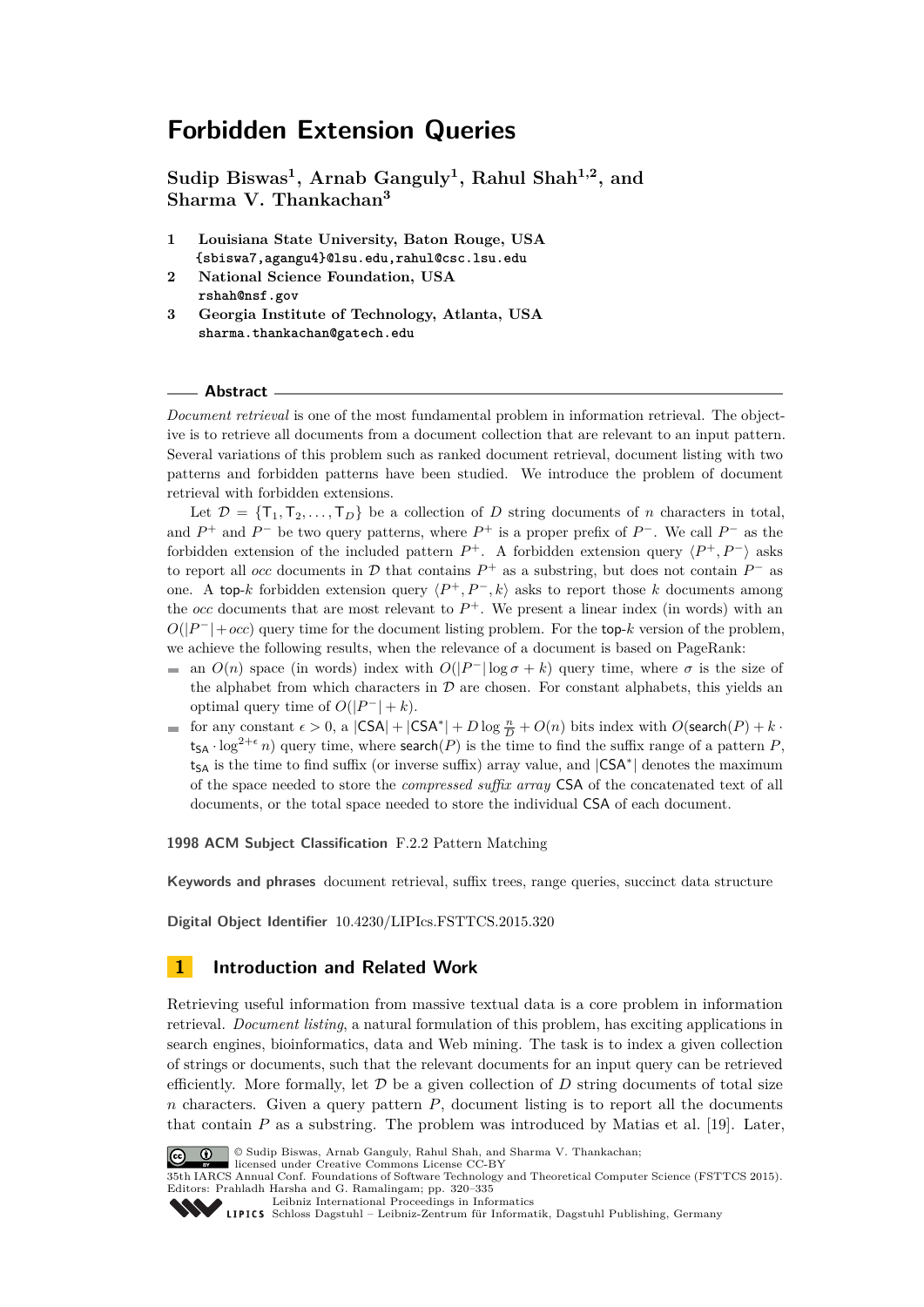# Forbidden Extension Queries

**Sudip Biswas[1], Arnab Ganguly[1], Rahul Shah[1,2], and Sharma V. Thankachan[3]**

1 **Louisiana State University, Baton Rouge, USA**
{sbiswa7,agangu4}@lsu.edu,rahul@csc.lsu.edu

2 **National Science Foundation, USA**
rshah@nsf.gov

3 **Georgia Institute of Technology, Atlanta, USA**
sharma.thankachan@gatech.edu

## Abstract

*Document retrieval* is one of the most fundamental problem in information retrieval. The objective is to retrieve all documents from a document collection that are relevant to an input pattern. Several variations of this problem such as ranked document retrieval, document listing with two patterns and forbidden patterns have been studied. We introduce the problem of document retrieval with forbidden extensions.

Let $\mathcal{D} = \{\mathsf{T}_1, \mathsf{T}_2, \ldots, \mathsf{T}_D\}$ be a collection of $D$ string documents of $n$ characters in total, and $P^+$ and $P^-$ be two query patterns, where $P^+$ is a proper prefix of $P^-$. We call $P^-$ as the forbidden extension of the included pattern $P^+$. A forbidden extension query $\langle P^+, P^- \rangle$ asks to report all *occ* documents in $\mathcal{D}$ that contains $P^+$ as a substring, but does not contain $P^-$ as one. A top-$k$ forbidden extension query $\langle P^+, P^-, k \rangle$ asks to report those $k$ documents among the *occ* documents that are most relevant to $P^+$. We present a linear index (in words) with an $O(|P^-| + occ)$ query time for the document listing problem. For the top-$k$ version of the problem, we achieve the following results, when the relevance of a document is based on PageRank:

- an $O(n)$ space (in words) index with $O(|P^-| \log \sigma + k)$ query time, where $\sigma$ is the size of the alphabet from which characters in $\mathcal{D}$ are chosen. For constant alphabets, this yields an optimal query time of $O(|P^-| + k)$.
- for any constant $\epsilon > 0$, a $|\mathsf{CSA}| + |\mathsf{CSA}^*| + D \log \frac{n}{D} + O(n)$ bits index with $O(\mathsf{search}(P) + k \cdot \mathsf{t_{SA}} \cdot \log^{2+\epsilon} n)$ query time, where $\mathsf{search}(P)$ is the time to find the suffix range of a pattern $P$, $\mathsf{t_{SA}}$ is the time to find suffix (or inverse suffix) array value, and $|\mathsf{CSA}^*|$ denotes the maximum of the space needed to store the *compressed suffix array* $\mathsf{CSA}$ of the concatenated text of all documents, or the total space needed to store the individual $\mathsf{CSA}$ of each document.

**1998 ACM Subject Classification** F.2.2 Pattern Matching

**Keywords and phrases** document retrieval, suffix trees, range queries, succinct data structure

**Digital Object Identifier** 10.4230/LIPIcs.FSTTCS.2015.320

## 1 Introduction and Related Work

Retrieving useful information from massive textual data is a core problem in information retrieval. *Document listing*, a natural formulation of this problem, has exciting applications in search engines, bioinformatics, data and Web mining. The task is to index a given collection of strings or documents, such that the relevant documents for an input query can be retrieved efficiently. More formally, let $\mathcal{D}$ be a given collection of $D$ string documents of total size $n$ characters. Given a query pattern $P$, document listing is to report all the documents that contain $P$ as a substring. The problem was introduced by Matias et al. [19]. Later,

© Sudip Biswas, Arnab Ganguly, Rahul Shah, and Sharma V. Thankachan;
licensed under Creative Commons License CC-BY
35th IARCS Annual Conf. Foundations of Software Technology and Theoretical Computer Science (FSTTCS 2015).
Editors: Prahladh Harsha and G. Ramalingam; pp. 320–335
Leibniz International Proceedings in Informatics
Schloss Dagstuhl – Leibniz-Zentrum für Informatik, Dagstuhl Publishing, Germany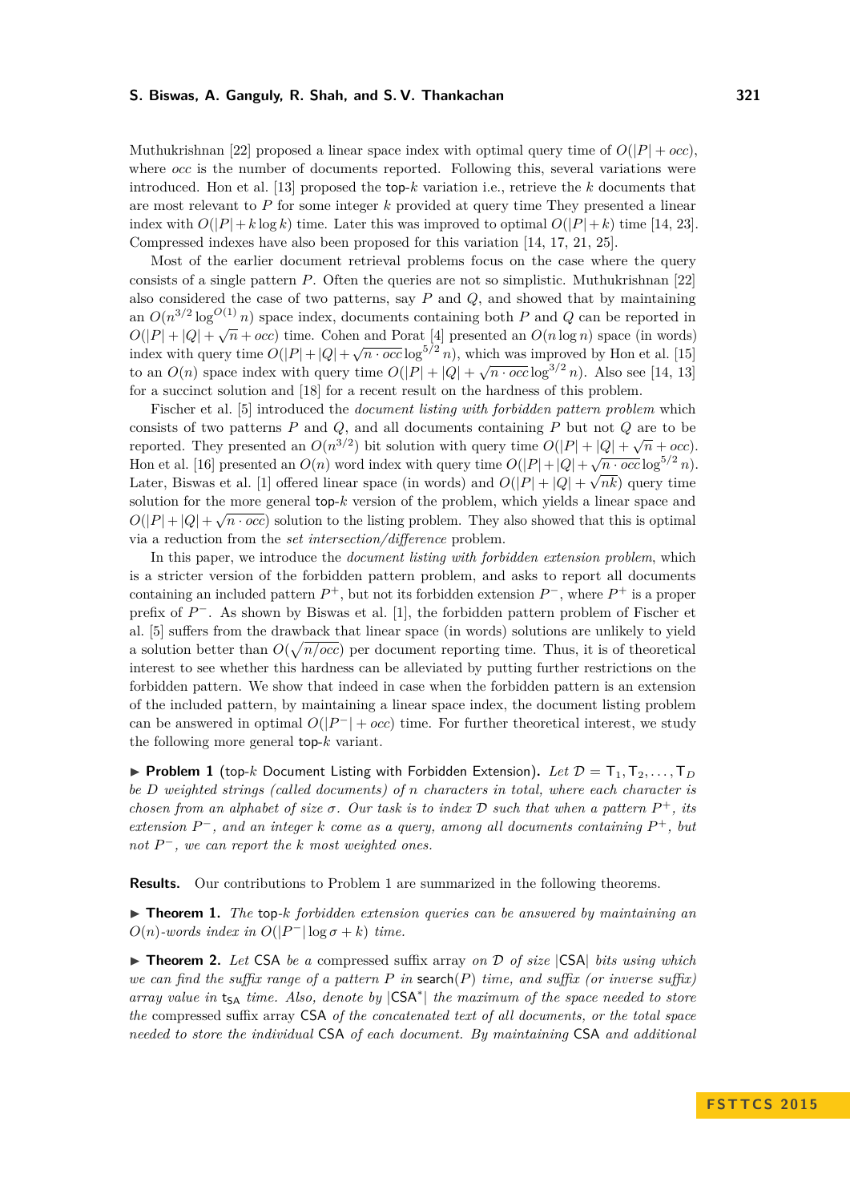Muthukrishnan [22] proposed a linear space index with optimal query time of $O(|P| + occ)$, where *occ* is the number of documents reported. Following this, several variations were introduced. Hon et al. [13] proposed the top-$k$ variation i.e., retrieve the $k$ documents that are most relevant to $P$ for some integer $k$ provided at query time They presented a linear index with $O(|P| + k \log k)$ time. Later this was improved to optimal $O(|P| + k)$ time [14, 23]. Compressed indexes have also been proposed for this variation [14, 17, 21, 25].

Most of the earlier document retrieval problems focus on the case where the query consists of a single pattern $P$. Often the queries are not so simplistic. Muthukrishnan [22] also considered the case of two patterns, say $P$ and $Q$, and showed that by maintaining an $O(n^{3/2} \log^{O(1)} n)$ space index, documents containing both $P$ and $Q$ can be reported in $O(|P| + |Q| + \sqrt{n} + occ)$ time. Cohen and Porat [4] presented an $O(n \log n)$ space (in words) index with query time $O(|P| + |Q| + \sqrt{n \cdot occ} \log^{5/2} n)$, which was improved by Hon et al. [15] to an $O(n)$ space index with query time $O(|P| + |Q| + \sqrt{n \cdot occ} \log^{3/2} n)$. Also see [14, 13] for a succinct solution and [18] for a recent result on the hardness of this problem.

Fischer et al. [5] introduced the *document listing with forbidden pattern problem* which consists of two patterns $P$ and $Q$, and all documents containing $P$ but not $Q$ are to be reported. They presented an $O(n^{3/2})$ bit solution with query time $O(|P| + |Q| + \sqrt{n} + occ)$. Hon et al. [16] presented an $O(n)$ word index with query time $O(|P| + |Q| + \sqrt{n \cdot occ} \log^{5/2} n)$. Later, Biswas et al. [1] offered linear space (in words) and $O(|P| + |Q| + \sqrt{nk})$ query time solution for the more general top-$k$ version of the problem, which yields a linear space and $O(|P| + |Q| + \sqrt{n \cdot occ})$ solution to the listing problem. They also showed that this is optimal via a reduction from the *set intersection/difference* problem.

In this paper, we introduce the *document listing with forbidden extension problem*, which is a stricter version of the forbidden pattern problem, and asks to report all documents containing an included pattern $P^+$, but not its forbidden extension $P^-$, where $P^+$ is a proper prefix of $P^-$. As shown by Biswas et al. [1], the forbidden pattern problem of Fischer et al. [5] suffers from the drawback that linear space (in words) solutions are unlikely to yield a solution better than $O(\sqrt{n/occ})$ per document reporting time. Thus, it is of theoretical interest to see whether this hardness can be alleviated by putting further restrictions on the forbidden pattern. We show that indeed in case when the forbidden pattern is an extension of the included pattern, by maintaining a linear space index, the document listing problem can be answered in optimal $O(|P^-| + occ)$ time. For further theoretical interest, we study the following more general top-$k$ variant.

▶ **Problem 1** (top-$k$ Document Listing with Forbidden Extension). *Let $\mathcal{D} = \mathsf{T}_1, \mathsf{T}_2, \ldots, \mathsf{T}_D$ be $D$ weighted strings (called documents) of $n$ characters in total, where each character is chosen from an alphabet of size $\sigma$. Our task is to index $\mathcal{D}$ such that when a pattern $P^+$, its extension $P^-$, and an integer $k$ come as a query, among all documents containing $P^+$, but not $P^-$, we can report the $k$ most weighted ones.*

**Results.** Our contributions to Problem 1 are summarized in the following theorems.

▶ **Theorem 1.** *The* top-$k$ *forbidden extension queries can be answered by maintaining an $O(n)$-words index in $O(|P^-| \log \sigma + k)$ time.*

▶ **Theorem 2.** *Let* CSA *be a compressed suffix array on $\mathcal{D}$ of size $|\mathsf{CSA}|$ bits using which we can find the suffix range of a pattern $P$ in* $\mathsf{search}(P)$ *time, and suffix (or inverse suffix) array value in $\mathsf{t_{SA}}$ time. Also, denote by $|\mathsf{CSA}^*|$ the maximum of the space needed to store the* compressed *suffix array* CSA *of the concatenated text of all documents, or the total space needed to store the individual* CSA *of each document. By maintaining* CSA *and additional*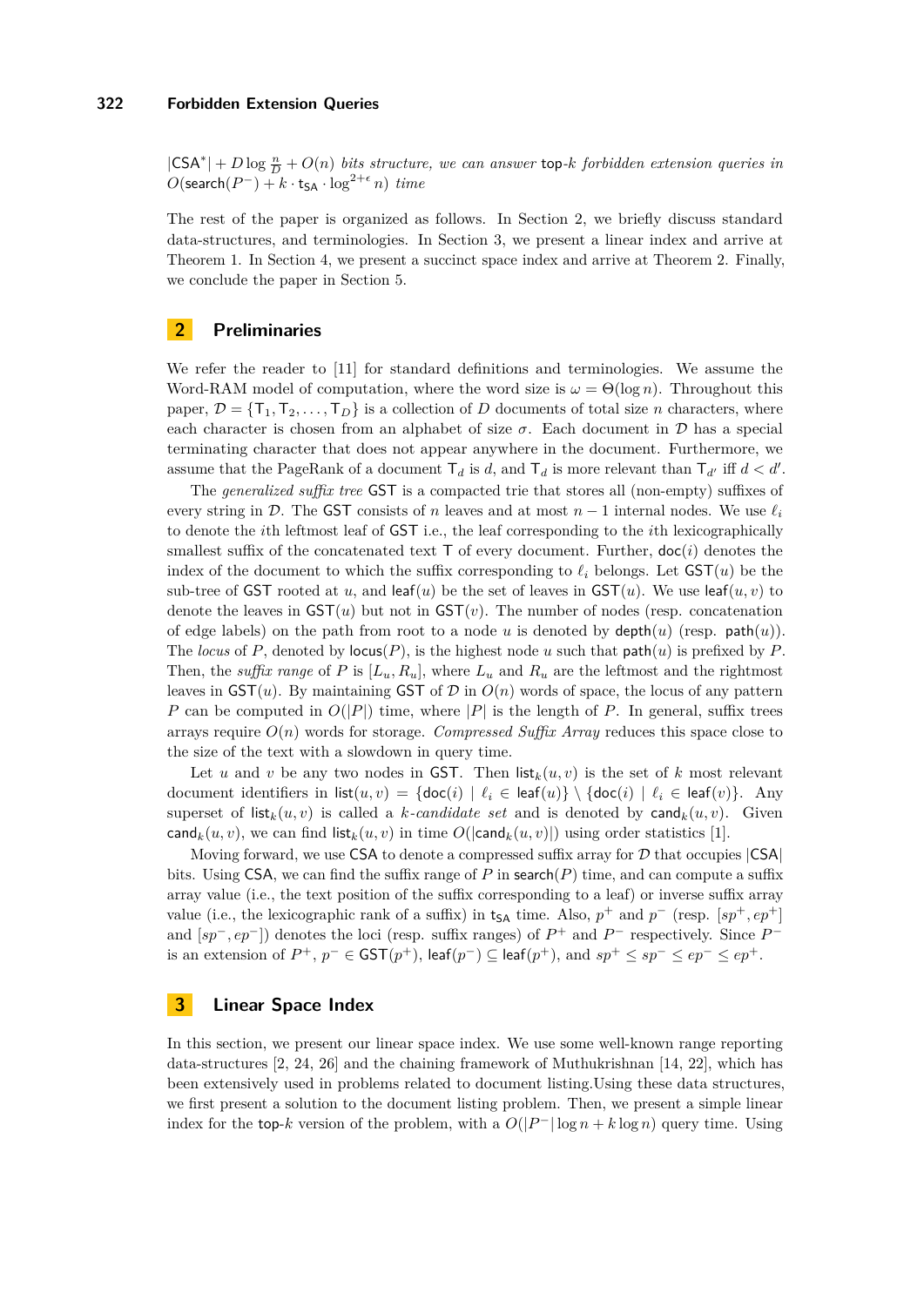$|\mathsf{CSA}^*| + D \log \frac{n}{D} + O(n)$ *bits structure, we can answer* top-$k$ *forbidden extension queries in* $O(\mathsf{search}(P^-) + k \cdot \mathsf{t_{SA}} \cdot \log^{2+\epsilon} n)$ *time*

The rest of the paper is organized as follows. In Section 2, we briefly discuss standard data-structures, and terminologies. In Section 3, we present a linear index and arrive at Theorem 1. In Section 4, we present a succinct space index and arrive at Theorem 2. Finally, we conclude the paper in Section 5.

## 2 Preliminaries

We refer the reader to [11] for standard definitions and terminologies. We assume the Word-RAM model of computation, where the word size is $\omega = \Theta(\log n)$. Throughout this paper, $\mathcal{D} = \{\mathsf{T}_1, \mathsf{T}_2, \ldots, \mathsf{T}_D\}$ is a collection of $D$ documents of total size $n$ characters, where each character is chosen from an alphabet of size $\sigma$. Each document in $\mathcal{D}$ has a special terminating character that does not appear anywhere in the document. Furthermore, we assume that the PageRank of a document $\mathsf{T}_d$ is $d$, and $\mathsf{T}_d$ is more relevant than $\mathsf{T}_{d'}$ iff $d < d'$.

The *generalized suffix tree* GST is a compacted trie that stores all (non-empty) suffixes of every string in $\mathcal{D}$. The GST consists of $n$ leaves and at most $n - 1$ internal nodes. We use $\ell_i$ to denote the $i$th leftmost leaf of GST i.e., the leaf corresponding to the $i$th lexicographically smallest suffix of the concatenated text T of every document. Further, $\mathsf{doc}(i)$ denotes the index of the document to which the suffix corresponding to $\ell_i$ belongs. Let $\mathsf{GST}(u)$ be the sub-tree of GST rooted at $u$, and $\mathsf{leaf}(u)$ be the set of leaves in $\mathsf{GST}(u)$. We use $\mathsf{leaf}(u, v)$ to denote the leaves in $\mathsf{GST}(u)$ but not in $\mathsf{GST}(v)$. The number of nodes (resp. concatenation of edge labels) on the path from root to a node $u$ is denoted by $\mathsf{depth}(u)$ (resp. $\mathsf{path}(u)$). The *locus* of $P$, denoted by $\mathsf{locus}(P)$, is the highest node $u$ such that $\mathsf{path}(u)$ is prefixed by $P$. Then, the *suffix range* of $P$ is $[L_u, R_u]$, where $L_u$ and $R_u$ are the leftmost and the rightmost leaves in $\mathsf{GST}(u)$. By maintaining GST of $\mathcal{D}$ in $O(n)$ words of space, the locus of any pattern $P$ can be computed in $O(|P|)$ time, where $|P|$ is the length of $P$. In general, suffix trees arrays require $O(n)$ words for storage. *Compressed Suffix Array* reduces this space close to the size of the text with a slowdown in query time.

Let $u$ and $v$ be any two nodes in GST. Then $\mathsf{list}_k(u, v)$ is the set of $k$ most relevant document identifiers in $\mathsf{list}(u, v) = \{\mathsf{doc}(i) \mid \ell_i \in \mathsf{leaf}(u)\} \setminus \{\mathsf{doc}(i) \mid \ell_i \in \mathsf{leaf}(v)\}$. Any superset of $\mathsf{list}_k(u, v)$ is called a $k$*-candidate set* and is denoted by $\mathsf{cand}_k(u, v)$. Given $\mathsf{cand}_k(u, v)$, we can find $\mathsf{list}_k(u, v)$ in time $O(|\mathsf{cand}_k(u, v)|)$ using order statistics [1].

Moving forward, we use CSA to denote a compressed suffix array for $\mathcal{D}$ that occupies $|\mathsf{CSA}|$ bits. Using CSA, we can find the suffix range of $P$ in $\mathsf{search}(P)$ time, and can compute a suffix array value (i.e., the text position of the suffix corresponding to a leaf) or inverse suffix array value (i.e., the lexicographic rank of a suffix) in $\mathsf{t_{SA}}$ time. Also, $p^+$ and $p^-$ (resp. $[sp^+, ep^+]$ and $[sp^-, ep^-]$) denotes the loci (resp. suffix ranges) of $P^+$ and $P^-$ respectively. Since $P^-$ is an extension of $P^+$, $p^- \in \mathsf{GST}(p^+)$, $\mathsf{leaf}(p^-) \subseteq \mathsf{leaf}(p^+)$, and $sp^+ \leq sp^- \leq ep^- \leq ep^+$.

## 3 Linear Space Index

In this section, we present our linear space index. We use some well-known range reporting data-structures [2, 24, 26] and the chaining framework of Muthukrishnan [14, 22], which has been extensively used in problems related to document listing.Using these data structures, we first present a solution to the document listing problem. Then, we present a simple linear index for the top-$k$ version of the problem, with a $O(|P^-| \log n + k \log n)$ query time. Using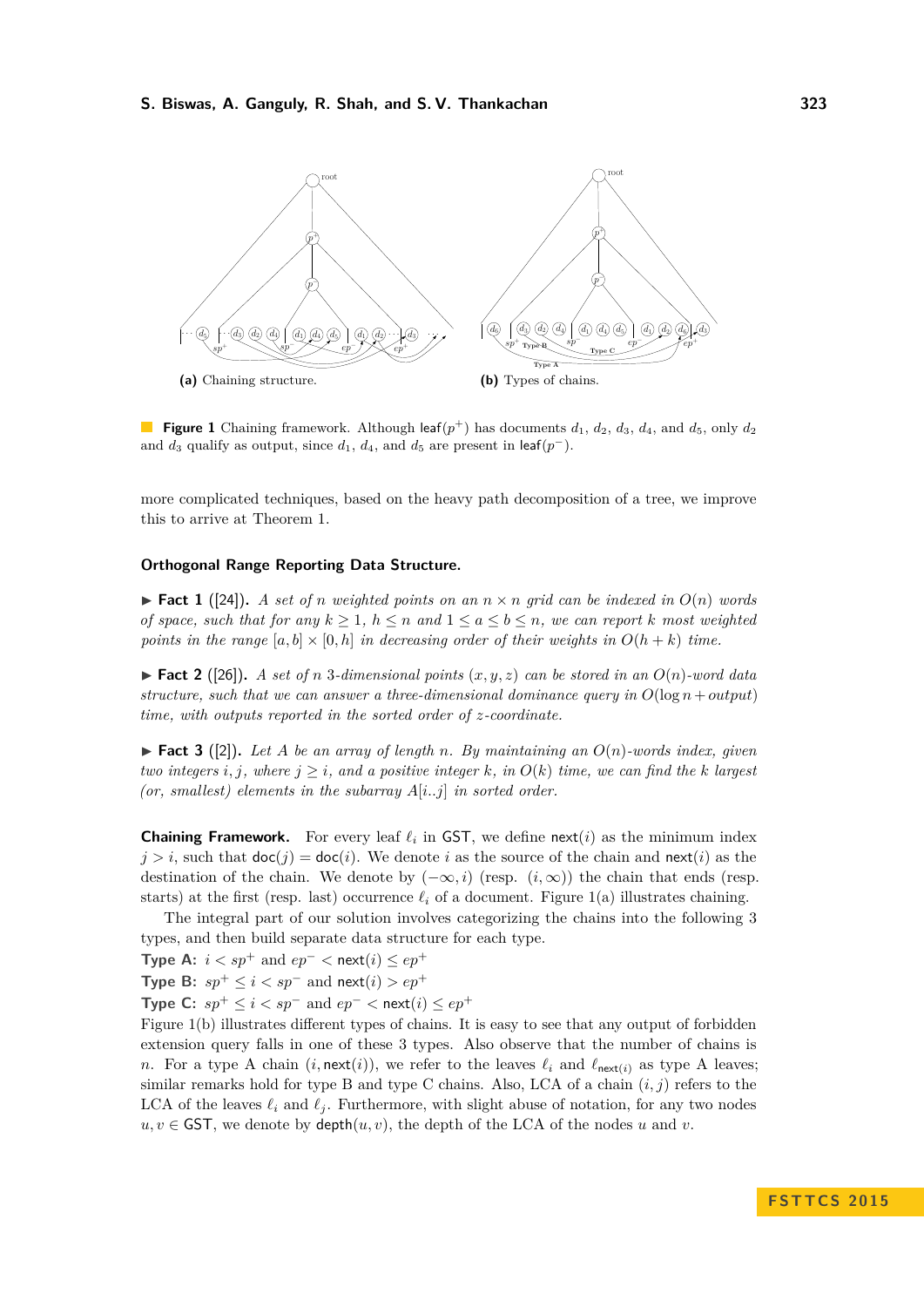(a) Chaining structure.

(b) Types of chains.

**Figure 1** Chaining framework. Although $\mathsf{leaf}(p^+)$ has documents $d_1$, $d_2$, $d_3$, $d_4$, and $d_5$, only $d_2$ and $d_3$ qualify as output, since $d_1$, $d_4$, and $d_5$ are present in $\mathsf{leaf}(p^-)$.

more complicated techniques, based on the heavy path decomposition of a tree, we improve this to arrive at Theorem 1.

#### Orthogonal Range Reporting Data Structure.

▶ **Fact 1** ([24]). *A set of $n$ weighted points on an $n \times n$ grid can be indexed in $O(n)$ words of space, such that for any $k \geq 1$, $h \leq n$ and $1 \leq a \leq b \leq n$, we can report $k$ most weighted points in the range $[a, b] \times [0, h]$ in decreasing order of their weights in $O(h + k)$ time.*

▶ **Fact 2** ([26]). *A set of $n$ 3-dimensional points $(x, y, z)$ can be stored in an $O(n)$-word data structure, such that we can answer a three-dimensional dominance query in $O(\log n + output)$ time, with outputs reported in the sorted order of $z$-coordinate.*

▶ **Fact 3** ([2]). *Let $A$ be an array of length $n$. By maintaining an $O(n)$-words index, given two integers $i, j$, where $j \geq i$, and a positive integer $k$, in $O(k)$ time, we can find the $k$ largest (or, smallest) elements in the subarray $A[i..j]$ in sorted order.*

**Chaining Framework.** For every leaf $\ell_i$ in $\mathsf{GST}$, we define $\mathsf{next}(i)$ as the minimum index $j > i$, such that $\mathsf{doc}(j) = \mathsf{doc}(i)$. We denote $i$ as the source of the chain and $\mathsf{next}(i)$ as the destination of the chain. We denote by $(-\infty, i)$ (resp. $(i, \infty)$) the chain that ends (resp. starts) at the first (resp. last) occurrence $\ell_i$ of a document. Figure 1(a) illustrates chaining.

The integral part of our solution involves categorizing the chains into the following 3 types, and then build separate data structure for each type.

**Type A:** $i < sp^+$ and $ep^- < \mathsf{next}(i) \leq ep^+$
**Type B:** $sp^+ \leq i < sp^-$ and $\mathsf{next}(i) > ep^+$
**Type C:** $sp^+ \leq i < sp^-$ and $ep^- < \mathsf{next}(i) \leq ep^+$

Figure 1(b) illustrates different types of chains. It is easy to see that any output of forbidden extension query falls in one of these 3 types. Also observe that the number of chains is $n$. For a type A chain $(i, \mathsf{next}(i))$, we refer to the leaves $\ell_i$ and $\ell_{\mathsf{next}(i)}$ as type A leaves; similar remarks hold for type B and type C chains. Also, LCA of a chain $(i, j)$ refers to the LCA of the leaves $\ell_i$ and $\ell_j$. Furthermore, with slight abuse of notation, for any two nodes $u, v \in \mathsf{GST}$, we denote by $\mathsf{depth}(u, v)$, the depth of the LCA of the nodes $u$ and $v$.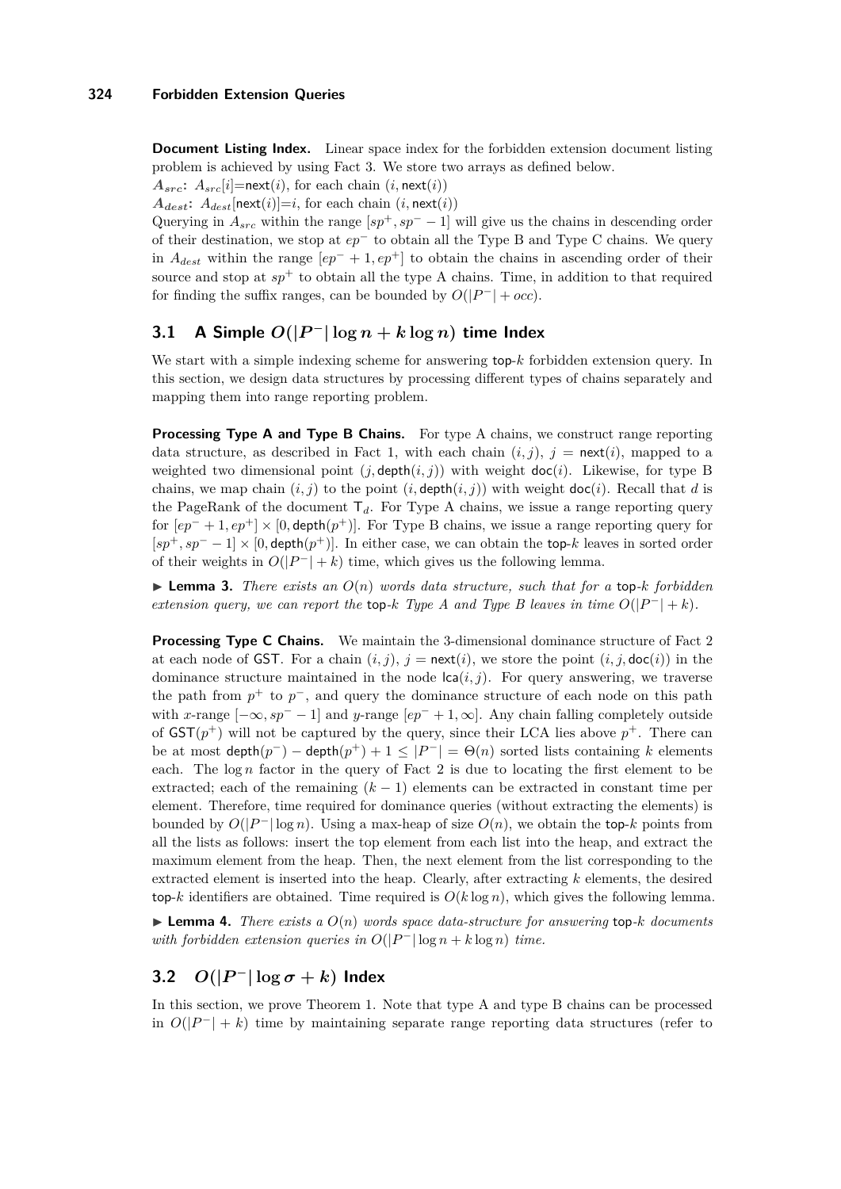**Document Listing Index.** Linear space index for the forbidden extension document listing problem is achieved by using Fact 3. We store two arrays as defined below.

$A_{src}$: $A_{src}[i]$=$\mathsf{next}(i)$, for each chain $(i, \mathsf{next}(i))$

$A_{dest}$: $A_{dest}[\mathsf{next}(i)]$=$i$, for each chain $(i, \mathsf{next}(i))$

Querying in $A_{src}$ within the range $[sp^+, sp^- - 1]$ will give us the chains in descending order of their destination, we stop at $ep^-$ to obtain all the Type B and Type C chains. We query in $A_{dest}$ within the range $[ep^- + 1, ep^+]$ to obtain the chains in ascending order of their source and stop at $sp^+$ to obtain all the type A chains. Time, in addition to that required for finding the suffix ranges, can be bounded by $O(|P^-| + occ)$.

## 3.1 A Simple $O(|P^-| \log n + k \log n)$ time Index

We start with a simple indexing scheme for answering top-$k$ forbidden extension query. In this section, we design data structures by processing different types of chains separately and mapping them into range reporting problem.

**Processing Type A and Type B Chains.** For type A chains, we construct range reporting data structure, as described in Fact 1, with each chain $(i, j)$, $j = \mathsf{next}(i)$, mapped to a weighted two dimensional point $(j, \mathsf{depth}(i, j))$ with weight $\mathsf{doc}(i)$. Likewise, for type B chains, we map chain $(i, j)$ to the point $(i, \mathsf{depth}(i, j))$ with weight $\mathsf{doc}(i)$. Recall that $d$ is the PageRank of the document $\mathsf{T}_d$. For Type A chains, we issue a range reporting query for $[ep^- + 1, ep^+] \times [0, \mathsf{depth}(p^+)]$. For Type B chains, we issue a range reporting query for $[sp^+, sp^- - 1] \times [0, \mathsf{depth}(p^+)]$. In either case, we can obtain the top-$k$ leaves in sorted order of their weights in $O(|P^-| + k)$ time, which gives us the following lemma.

▶ **Lemma 3.** *There exists an $O(n)$ words data structure, such that for a top-$k$ forbidden extension query, we can report the top-$k$ Type A and Type B leaves in time $O(|P^-| + k)$.*

**Processing Type C Chains.** We maintain the 3-dimensional dominance structure of Fact 2 at each node of GST. For a chain $(i, j)$, $j = \mathsf{next}(i)$, we store the point $(i, j, \mathsf{doc}(i))$ in the dominance structure maintained in the node $\mathsf{lca}(i, j)$. For query answering, we traverse the path from $p^+$ to $p^-$, and query the dominance structure of each node on this path with $x$-range $[-\infty, sp^- - 1]$ and $y$-range $[ep^- + 1, \infty]$. Any chain falling completely outside of $\mathsf{GST}(p^+)$ will not be captured by the query, since their LCA lies above $p^+$. There can be at most $\mathsf{depth}(p^-) - \mathsf{depth}(p^+) + 1 \leq |P^-| = \Theta(n)$ sorted lists containing $k$ elements each. The $\log n$ factor in the query of Fact 2 is due to locating the first element to be extracted; each of the remaining $(k - 1)$ elements can be extracted in constant time per element. Therefore, time required for dominance queries (without extracting the elements) is bounded by $O(|P^-| \log n)$. Using a max-heap of size $O(n)$, we obtain the top-$k$ points from all the lists as follows: insert the top element from each list into the heap, and extract the maximum element from the heap. Then, the next element from the list corresponding to the extracted element is inserted into the heap. Clearly, after extracting $k$ elements, the desired top-$k$ identifiers are obtained. Time required is $O(k \log n)$, which gives the following lemma.

▶ **Lemma 4.** *There exists a $O(n)$ words space data-structure for answering top-$k$ documents with forbidden extension queries in $O(|P^-| \log n + k \log n)$ time.*

## 3.2 $O(|P^-| \log \sigma + k)$ Index

In this section, we prove Theorem 1. Note that type A and type B chains can be processed in $O(|P^-| + k)$ time by maintaining separate range reporting data structures (refer to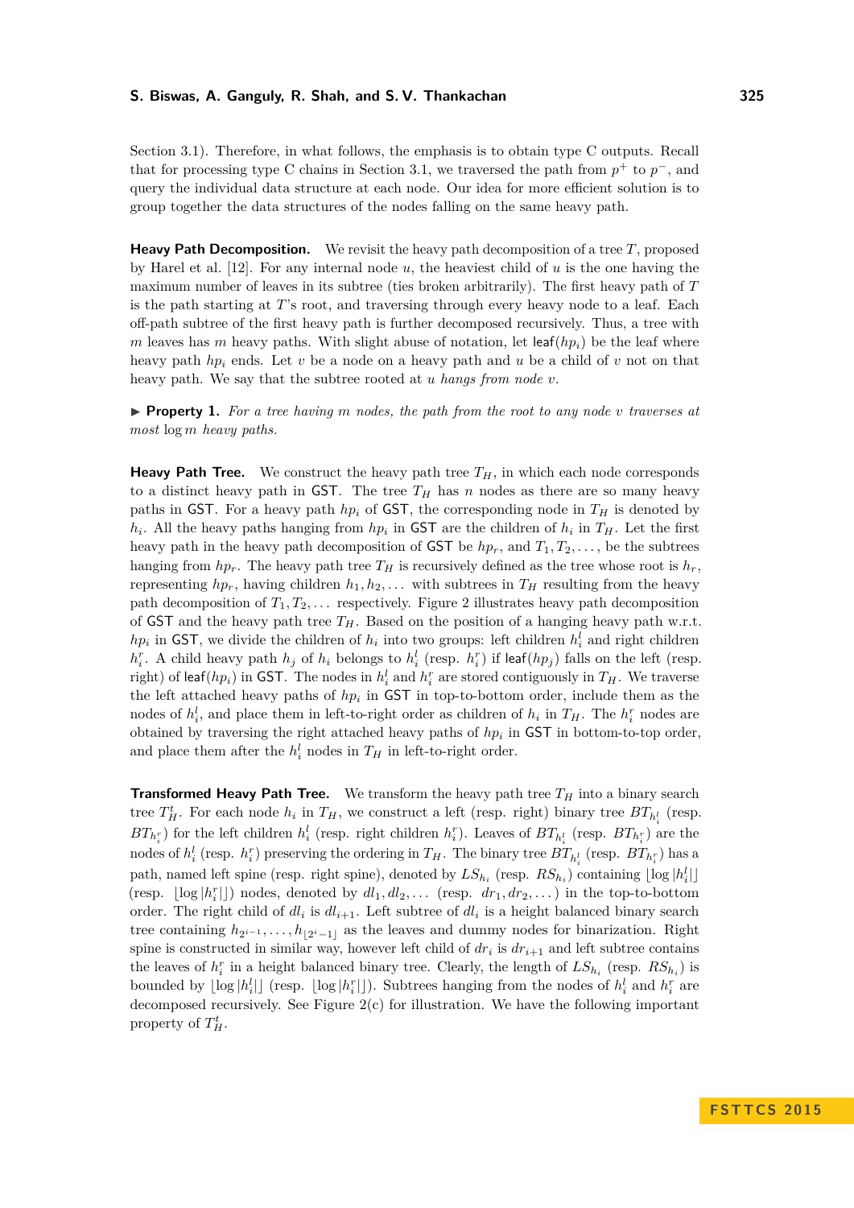Section 3.1). Therefore, in what follows, the emphasis is to obtain type C outputs. Recall that for processing type C chains in Section 3.1, we traversed the path from $p^+$ to $p^-$, and query the individual data structure at each node. Our idea for more efficient solution is to group together the data structures of the nodes falling on the same heavy path.

**Heavy Path Decomposition.** We revisit the heavy path decomposition of a tree $T$, proposed by Harel et al. [12]. For any internal node $u$, the heaviest child of $u$ is the one having the maximum number of leaves in its subtree (ties broken arbitrarily). The first heavy path of $T$ is the path starting at $T$'s root, and traversing through every heavy node to a leaf. Each off-path subtree of the first heavy path is further decomposed recursively. Thus, a tree with $m$ leaves has $m$ heavy paths. With slight abuse of notation, let $\mathsf{leaf}(hp_i)$ be the leaf where heavy path $hp_i$ ends. Let $v$ be a node on a heavy path and $u$ be a child of $v$ not on that heavy path. We say that the subtree rooted at $u$ *hangs from node* $v$.

▶ **Property 1.** *For a tree having $m$ nodes, the path from the root to any node $v$ traverses at most $\log m$ heavy paths.*

**Heavy Path Tree.** We construct the heavy path tree $T_H$, in which each node corresponds to a distinct heavy path in $\mathsf{GST}$. The tree $T_H$ has $n$ nodes as there are so many heavy paths in $\mathsf{GST}$. For a heavy path $hp_i$ of $\mathsf{GST}$, the corresponding node in $T_H$ is denoted by $h_i$. All the heavy paths hanging from $hp_i$ in $\mathsf{GST}$ are the children of $h_i$ in $T_H$. Let the first heavy path in the heavy path decomposition of $\mathsf{GST}$ be $hp_r$, and $T_1, T_2, \dots$, be the subtrees hanging from $hp_r$. The heavy path tree $T_H$ is recursively defined as the tree whose root is $h_r$, representing $hp_r$, having children $h_1, h_2, \dots$ with subtrees in $T_H$ resulting from the heavy path decomposition of $T_1, T_2, \dots$ respectively. Figure 2 illustrates heavy path decomposition of $\mathsf{GST}$ and the heavy path tree $T_H$. Based on the position of a hanging heavy path w.r.t. $hp_i$ in $\mathsf{GST}$, we divide the children of $h_i$ into two groups: left children $h_i^l$ and right children $h_i^r$. A child heavy path $h_j$ of $h_i$ belongs to $h_i^l$ (resp. $h_i^r$) if $\mathsf{leaf}(hp_j)$ falls on the left (resp. right) of $\mathsf{leaf}(hp_i)$ in $\mathsf{GST}$. The nodes in $h_i^l$ and $h_i^r$ are stored contiguously in $T_H$. We traverse the left attached heavy paths of $hp_i$ in $\mathsf{GST}$ in top-to-bottom order, include them as the nodes of $h_i^l$, and place them in left-to-right order as children of $h_i$ in $T_H$. The $h_i^r$ nodes are obtained by traversing the right attached heavy paths of $hp_i$ in $\mathsf{GST}$ in bottom-to-top order, and place them after the $h_i^l$ nodes in $T_H$ in left-to-right order.

**Transformed Heavy Path Tree.** We transform the heavy path tree $T_H$ into a binary search tree $T_H^t$. For each node $h_i$ in $T_H$, we construct a left (resp. right) binary tree $BT_{h_i^l}$ (resp. $BT_{h_i^r}$) for the left children $h_i^l$ (resp. right children $h_i^r$). Leaves of $BT_{h_i^l}$ (resp. $BT_{h_i^r}$) are the nodes of $h_i^l$ (resp. $h_i^r$) preserving the ordering in $T_H$. The binary tree $BT_{h_i^l}$ (resp. $BT_{h_i^r}$) has a path, named left spine (resp. right spine), denoted by $LS_{h_i}$ (resp. $RS_{h_i}$) containing $\lfloor \log |h_i^l| \rfloor$ (resp. $\lfloor \log |h_i^r| \rfloor$) nodes, denoted by $dl_1, dl_2, \dots$ (resp. $dr_1, dr_2, \dots$) in the top-to-bottom order. The right child of $dl_i$ is $dl_{i+1}$. Left subtree of $dl_i$ is a height balanced binary search tree containing $h_{2^{i-1}}, \dots, h_{\lfloor 2^i - 1 \rfloor}$ as the leaves and dummy nodes for binarization. Right spine is constructed in similar way, however left child of $dr_i$ is $dr_{i+1}$ and left subtree contains the leaves of $h_i^r$ in a height balanced binary tree. Clearly, the length of $LS_{h_i}$ (resp. $RS_{h_i}$) is bounded by $\lfloor \log |h_i^l| \rfloor$ (resp. $\lfloor \log |h_i^r| \rfloor$). Subtrees hanging from the nodes of $h_i^l$ and $h_i^r$ are decomposed recursively. See Figure 2(c) for illustration. We have the following important property of $T_H^t$.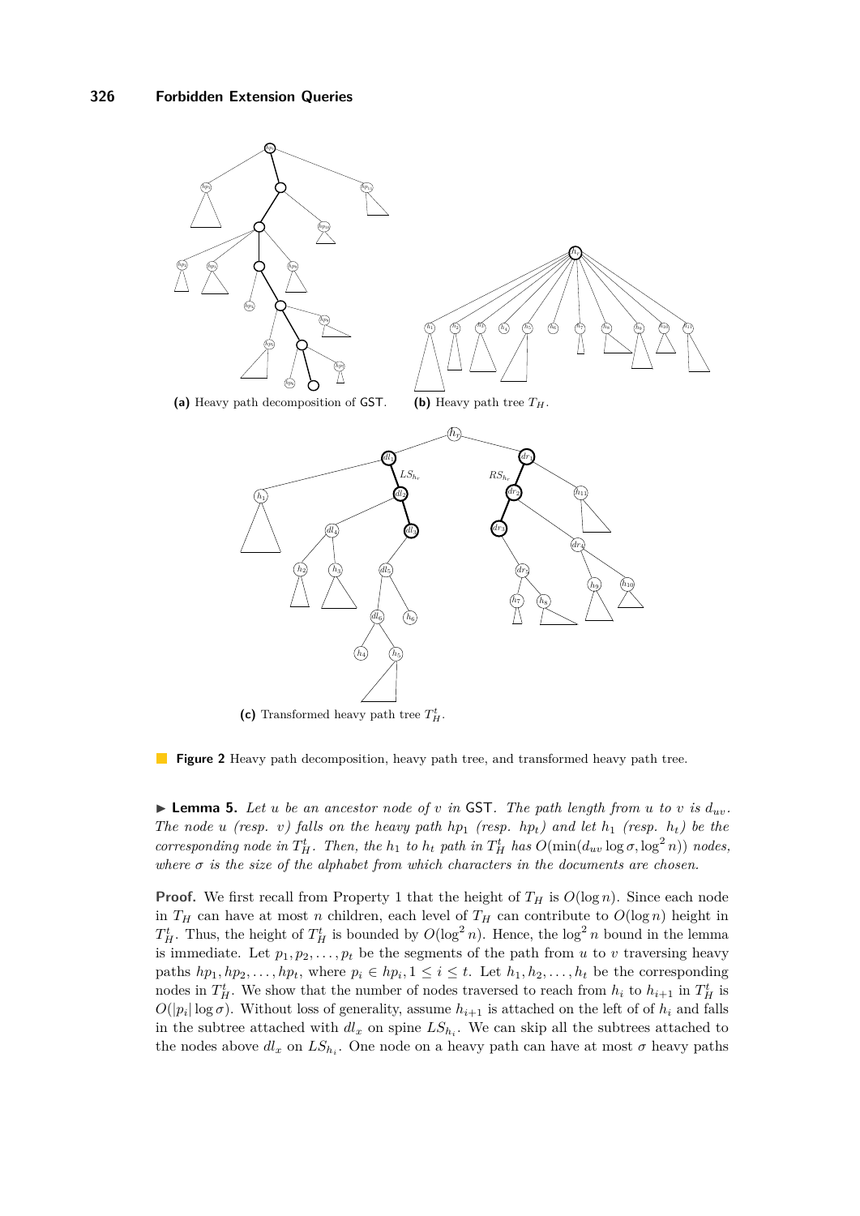**(a)** Heavy path decomposition of GST.

**(b)** Heavy path tree $T_H$.

**(c)** Transformed heavy path tree $T_H^t$.

**Figure 2** Heavy path decomposition, heavy path tree, and transformed heavy path tree.

▶ **Lemma 5.** *Let $u$ be an ancestor node of $v$ in* GST*. The path length from $u$ to $v$ is $d_{uv}$. The node $u$ (resp. $v$) falls on the heavy path $hp_1$ (resp. $hp_t$) and let $h_1$ (resp. $h_t$) be the corresponding node in $T_H^t$. Then, the $h_1$ to $h_t$ path in $T_H^t$ has $O(\min(d_{uv} \log \sigma, \log^2 n))$ nodes, where $\sigma$ is the size of the alphabet from which characters in the documents are chosen.*

**Proof.** We first recall from Property 1 that the height of $T_H$ is $O(\log n)$. Since each node in $T_H$ can have at most $n$ children, each level of $T_H$ can contribute to $O(\log n)$ height in $T_H^t$. Thus, the height of $T_H^t$ is bounded by $O(\log^2 n)$. Hence, the $\log^2 n$ bound in the lemma is immediate. Let $p_1, p_2, \ldots, p_t$ be the segments of the path from $u$ to $v$ traversing heavy paths $hp_1, hp_2, \ldots, hp_t$, where $p_i \in hp_i, 1 \leq i \leq t$. Let $h_1, h_2, \ldots, h_t$ be the corresponding nodes in $T_H^t$. We show that the number of nodes traversed to reach from $h_i$ to $h_{i+1}$ in $T_H^t$ is $O(|p_i| \log \sigma)$. Without loss of generality, assume $h_{i+1}$ is attached on the left of of $h_i$ and falls in the subtree attached with $dl_x$ on spine $LS_{h_i}$. We can skip all the subtrees attached to the nodes above $dl_x$ on $LS_{h_i}$. One node on a heavy path can have at most $\sigma$ heavy paths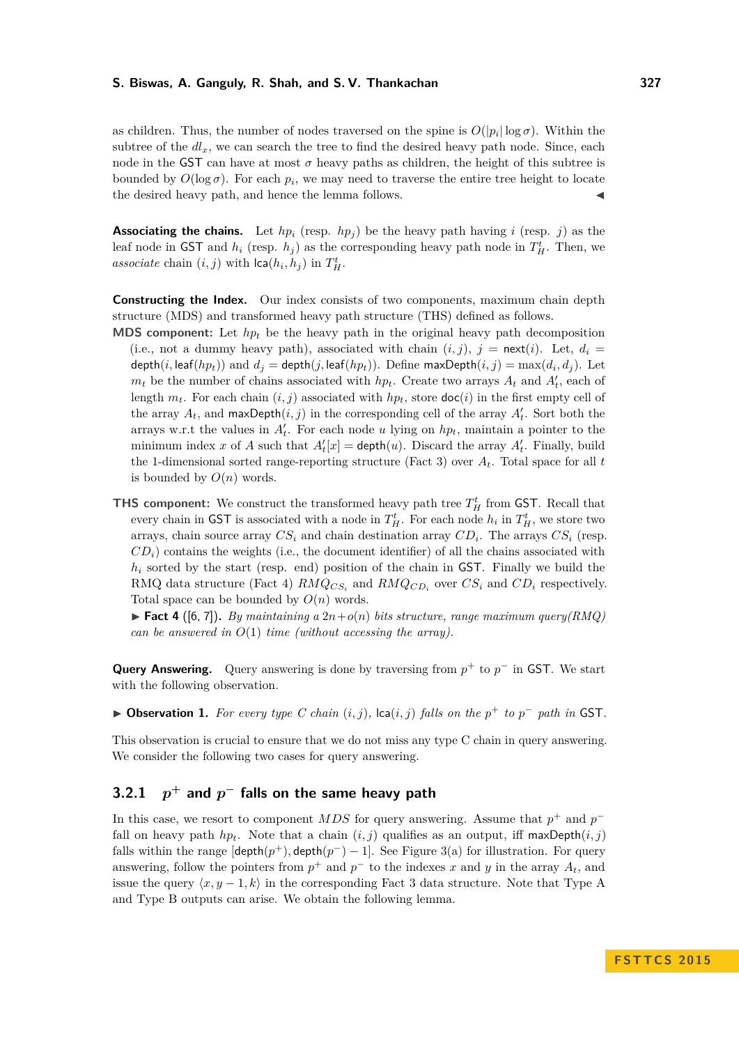as children. Thus, the number of nodes traversed on the spine is $O(|p_i| \log \sigma)$. Within the subtree of the $dl_x$, we can search the tree to find the desired heavy path node. Since, each node in the GST can have at most $\sigma$ heavy paths as children, the height of this subtree is bounded by $O(\log \sigma)$. For each $p_i$, we may need to traverse the entire tree height to locate the desired heavy path, and hence the lemma follows. ◀

**Associating the chains.** Let $hp_i$ (resp. $hp_j$) be the heavy path having $i$ (resp. $j$) as the leaf node in GST and $h_i$ (resp. $h_j$) as the corresponding heavy path node in $T_H^t$. Then, we *associate* chain $(i, j)$ with $\mathsf{lca}(h_i, h_j)$ in $T_H^t$.

**Constructing the Index.** Our index consists of two components, maximum chain depth structure (MDS) and transformed heavy path structure (THS) defined as follows.

**MDS component:** Let $hp_t$ be the heavy path in the original heavy path decomposition (i.e., not a dummy heavy path), associated with chain $(i, j)$, $j = \mathsf{next}(i)$. Let, $d_i = \mathsf{depth}(i, \mathsf{leaf}(hp_t))$ and $d_j = \mathsf{depth}(j, \mathsf{leaf}(hp_t))$. Define $\mathsf{maxDepth}(i, j) = \max(d_i, d_j)$. Let $m_t$ be the number of chains associated with $hp_t$. Create two arrays $A_t$ and $A'_t$, each of length $m_t$. For each chain $(i, j)$ associated with $hp_t$, store $\mathsf{doc}(i)$ in the first empty cell of the array $A_t$, and $\mathsf{maxDepth}(i, j)$ in the corresponding cell of the array $A'_t$. Sort both the arrays w.r.t the values in $A'_t$. For each node $u$ lying on $hp_t$, maintain a pointer to the minimum index $x$ of $A$ such that $A'_t[x] = \mathsf{depth}(u)$. Discard the array $A'_t$. Finally, build the 1-dimensional sorted range-reporting structure (Fact 3) over $A_t$. Total space for all $t$ is bounded by $O(n)$ words.

**THS component:** We construct the transformed heavy path tree $T_H^t$ from GST. Recall that every chain in GST is associated with a node in $T_H^t$. For each node $h_i$ in $T_H^t$, we store two arrays, chain source array $CS_i$ and chain destination array $CD_i$. The arrays $CS_i$ (resp. $CD_i$) contains the weights (i.e., the document identifier) of all the chains associated with $h_i$ sorted by the start (resp. end) position of the chain in GST. Finally we build the RMQ data structure (Fact 4) $RMQ_{CS_i}$ and $RMQ_{CD_i}$ over $CS_i$ and $CD_i$ respectively. Total space can be bounded by $O(n)$ words.

▶ **Fact 4** ([6, 7]). *By maintaining a $2n+o(n)$ bits structure, range maximum query(RMQ) can be answered in $O(1)$ time (without accessing the array).*

**Query Answering.** Query answering is done by traversing from $p^+$ to $p^-$ in GST. We start with the following observation.

▶ **Observation 1.** *For every type C chain $(i, j)$, $\mathsf{lca}(i, j)$ falls on the $p^+$ to $p^-$ path in* GST.

This observation is crucial to ensure that we do not miss any type C chain in query answering. We consider the following two cases for query answering.

### 3.2.1 $p^+$ and $p^-$ falls on the same heavy path

In this case, we resort to component $MDS$ for query answering. Assume that $p^+$ and $p^-$ fall on heavy path $hp_t$. Note that a chain $(i, j)$ qualifies as an output, iff $\mathsf{maxDepth}(i, j)$ falls within the range $[\mathsf{depth}(p^+), \mathsf{depth}(p^-) - 1]$. See Figure 3(a) for illustration. For query answering, follow the pointers from $p^+$ and $p^-$ to the indexes $x$ and $y$ in the array $A_t$, and issue the query $\langle x, y - 1, k \rangle$ in the corresponding Fact 3 data structure. Note that Type A and Type B outputs can arise. We obtain the following lemma.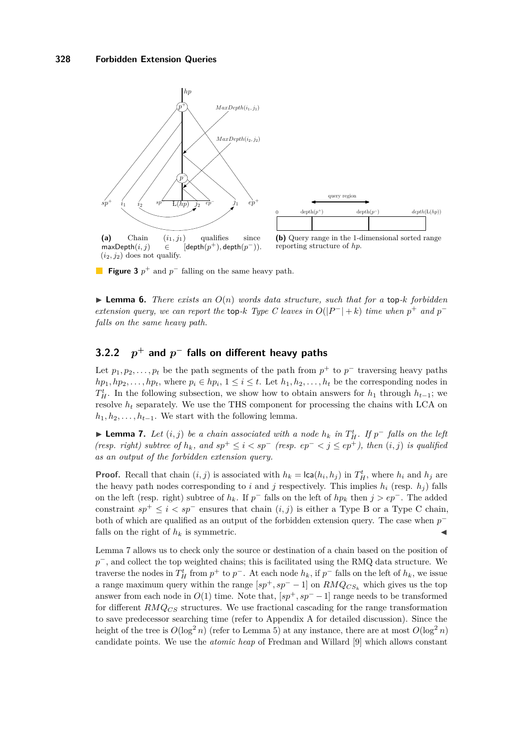**(a)** Chain $(i_1, j_1)$ qualifies since $\mathsf{maxDepth}(i, j) \in [\mathsf{depth}(p^+), \mathsf{depth}(p^-))$. $(i_2, j_2)$ does not qualify.

**(b)** Query range in the 1-dimensional sorted range reporting structure of $hp$.

**Figure 3** $p^+$ and $p^-$ falling on the same heavy path.

▶ **Lemma 6.** *There exists an $O(n)$ words data structure, such that for a* top-$k$ *forbidden extension query, we can report the* top-$k$ *Type C leaves in $O(|P^-| + k)$ time when $p^+$ and $p^-$ falls on the same heavy path.*

### 3.2.2 $p^+$ and $p^-$ falls on different heavy paths

Let $p_1, p_2, \ldots, p_t$ be the path segments of the path from $p^+$ to $p^-$ traversing heavy paths $hp_1, hp_2, \ldots, hp_t$, where $p_i \in hp_i$, $1 \leq i \leq t$. Let $h_1, h_2, \ldots, h_t$ be the corresponding nodes in $T_H^t$. In the following subsection, we show how to obtain answers for $h_1$ through $h_{t-1}$; we resolve $h_t$ separately. We use the THS component for processing the chains with LCA on $h_1, h_2, \ldots, h_{t-1}$. We start with the following lemma.

▶ **Lemma 7.** *Let $(i, j)$ be a chain associated with a node $h_k$ in $T_H^t$. If $p^-$ falls on the left (resp. right) subtree of $h_k$, and $sp^+ \leq i < sp^-$ (resp. $ep^- < j \leq ep^+$), then $(i, j)$ is qualified as an output of the forbidden extension query.*

**Proof.** Recall that chain $(i, j)$ is associated with $h_k = \mathsf{lca}(h_i, h_j)$ in $T_H^t$, where $h_i$ and $h_j$ are the heavy path nodes corresponding to $i$ and $j$ respectively. This implies $h_i$ (resp. $h_j$) falls on the left (resp. right) subtree of $h_k$. If $p^-$ falls on the left of $hp_k$ then $j > ep^-$. The added constraint $sp^+ \leq i < sp^-$ ensures that chain $(i, j)$ is either a Type B or a Type C chain, both of which are qualified as an output of the forbidden extension query. The case when $p^-$ falls on the right of $h_k$ is symmetric. ◀

Lemma 7 allows us to check only the source or destination of a chain based on the position of $p^-$, and collect the top weighted chains; this is facilitated using the RMQ data structure. We traverse the nodes in $T_H^t$ from $p^+$ to $p^-$. At each node $h_k$, if $p^-$ falls on the left of $h_k$, we issue a range maximum query within the range $[sp^+, sp^- - 1]$ on $RMQ_{CS_k}$ which gives us the top answer from each node in $O(1)$ time. Note that, $[sp^+, sp^- - 1]$ range needs to be transformed for different $RMQ_{CS}$ structures. We use fractional cascading for the range transformation to save predecessor searching time (refer to Appendix A for detailed discussion). Since the height of the tree is $O(\log^2 n)$ (refer to Lemma 5) at any instance, there are at most $O(\log^2 n)$ candidate points. We use the *atomic heap* of Fredman and Willard [9] which allows constant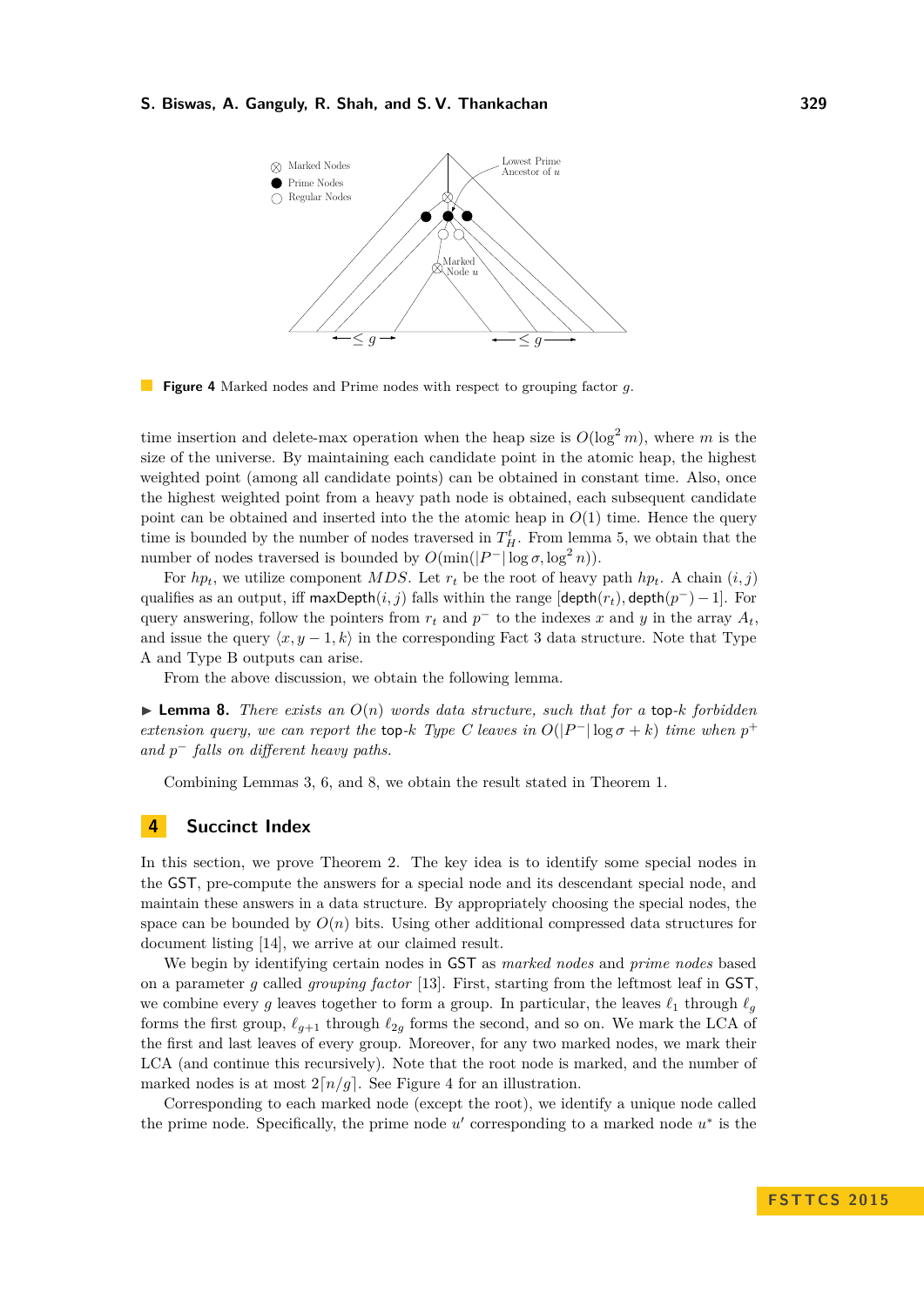**Figure 4** Marked nodes and Prime nodes with respect to grouping factor $g$.

time insertion and delete-max operation when the heap size is $O(\log^2 m)$, where $m$ is the size of the universe. By maintaining each candidate point in the atomic heap, the highest weighted point (among all candidate points) can be obtained in constant time. Also, once the highest weighted point from a heavy path node is obtained, each subsequent candidate point can be obtained and inserted into the the atomic heap in $O(1)$ time. Hence the query time is bounded by the number of nodes traversed in $T_H^t$. From lemma 5, we obtain that the number of nodes traversed is bounded by $O(\min(|P^-|\log\sigma, \log^2 n))$.

For $hp_t$, we utilize component $MDS$. Let $r_t$ be the root of heavy path $hp_t$. A chain $(i, j)$ qualifies as an output, iff $\mathsf{maxDepth}(i, j)$ falls within the range $[\mathsf{depth}(r_t), \mathsf{depth}(p^-) - 1]$. For query answering, follow the pointers from $r_t$ and $p^-$ to the indexes $x$ and $y$ in the array $A_t$, and issue the query $\langle x, y-1, k\rangle$ in the corresponding Fact 3 data structure. Note that Type A and Type B outputs can arise.

From the above discussion, we obtain the following lemma.

▶ **Lemma 8.** *There exists an $O(n)$ words data structure, such that for a* top-$k$ *forbidden extension query, we can report the* top-$k$ *Type C leaves in $O(|P^-|\log\sigma + k)$ time when $p^+$ and $p^-$ falls on different heavy paths.*

Combining Lemmas 3, 6, and 8, we obtain the result stated in Theorem 1.

## 4 Succinct Index

In this section, we prove Theorem 2. The key idea is to identify some special nodes in the GST, pre-compute the answers for a special node and its descendant special node, and maintain these answers in a data structure. By appropriately choosing the special nodes, the space can be bounded by $O(n)$ bits. Using other additional compressed data structures for document listing [14], we arrive at our claimed result.

We begin by identifying certain nodes in GST as *marked nodes* and *prime nodes* based on a parameter $g$ called *grouping factor* [13]. First, starting from the leftmost leaf in GST, we combine every $g$ leaves together to form a group. In particular, the leaves $\ell_1$ through $\ell_g$ forms the first group, $\ell_{g+1}$ through $\ell_{2g}$ forms the second, and so on. We mark the LCA of the first and last leaves of every group. Moreover, for any two marked nodes, we mark their LCA (and continue this recursively). Note that the root node is marked, and the number of marked nodes is at most $2\lceil n/g\rceil$. See Figure 4 for an illustration.

Corresponding to each marked node (except the root), we identify a unique node called the prime node. Specifically, the prime node $u'$ corresponding to a marked node $u^*$ is the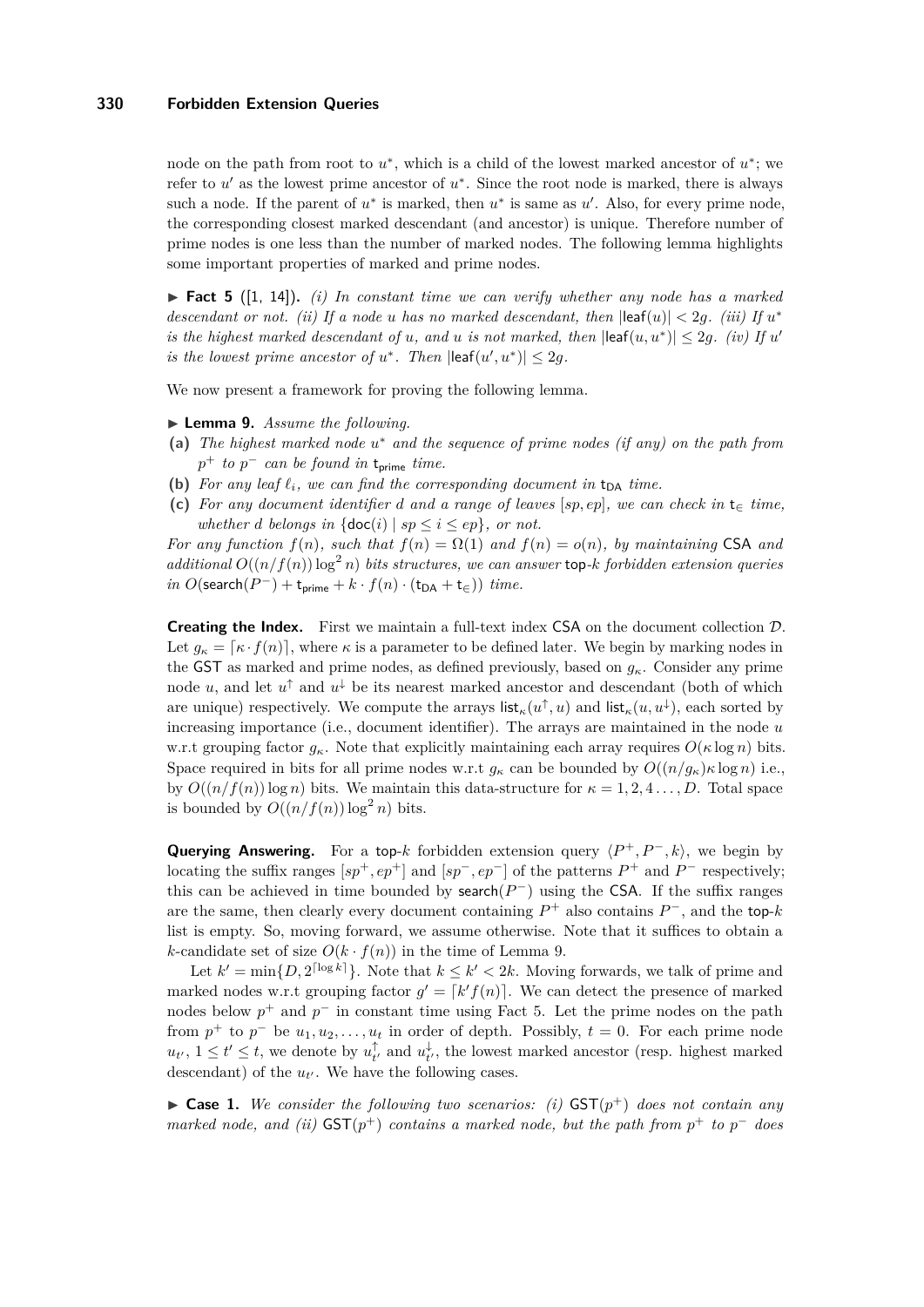node on the path from root to $u^*$, which is a child of the lowest marked ancestor of $u^*$; we refer to $u'$ as the lowest prime ancestor of $u^*$. Since the root node is marked, there is always such a node. If the parent of $u^*$ is marked, then $u^*$ is same as $u'$. Also, for every prime node, the corresponding closest marked descendant (and ancestor) is unique. Therefore number of prime nodes is one less than the number of marked nodes. The following lemma highlights some important properties of marked and prime nodes.

▶ **Fact 5** ([1, 14]). *(i) In constant time we can verify whether any node has a marked descendant or not. (ii) If a node $u$ has no marked descendant, then $|\mathsf{leaf}(u)| < 2g$. (iii) If $u^*$ is the highest marked descendant of $u$, and $u$ is not marked, then $|\mathsf{leaf}(u, u^*)| \leq 2g$. (iv) If $u'$ is the lowest prime ancestor of $u^*$. Then $|\mathsf{leaf}(u', u^*)| \leq 2g$.*

We now present a framework for proving the following lemma.

▶ **Lemma 9.** *Assume the following.*

**(a)** *The highest marked node $u^*$ and the sequence of prime nodes (if any) on the path from $p^+$ to $p^-$ can be found in $\mathsf{t_{prime}}$ time.*

**(b)** *For any leaf $\ell_i$, we can find the corresponding document in $\mathsf{t_{DA}}$ time.*

**(c)** *For any document identifier $d$ and a range of leaves $[sp, ep]$, we can check in $\mathsf{t}_\in$ time, whether $d$ belongs in $\{\mathsf{doc}(i) \mid sp \leq i \leq ep\}$, or not.*

*For any function $f(n)$, such that $f(n) = \Omega(1)$ and $f(n) = o(n)$, by maintaining* CSA *and additional $O((n/f(n)) \log^2 n)$ bits structures, we can answer* top-$k$ *forbidden extension queries in $O(\mathsf{search}(P^-) + \mathsf{t_{prime}} + k \cdot f(n) \cdot (\mathsf{t_{DA}} + \mathsf{t}_\in))$ time.*

**Creating the Index.** First we maintain a full-text index CSA on the document collection $\mathcal{D}$. Let $g_\kappa = \lceil \kappa \cdot f(n) \rceil$, where $\kappa$ is a parameter to be defined later. We begin by marking nodes in the GST as marked and prime nodes, as defined previously, based on $g_\kappa$. Consider any prime node $u$, and let $u^\uparrow$ and $u^\downarrow$ be its nearest marked ancestor and descendant (both of which are unique) respectively. We compute the arrays $\mathsf{list}_\kappa(u^\uparrow, u)$ and $\mathsf{list}_\kappa(u, u^\downarrow)$, each sorted by increasing importance (i.e., document identifier). The arrays are maintained in the node $u$ w.r.t grouping factor $g_\kappa$. Note that explicitly maintaining each array requires $O(\kappa \log n)$ bits. Space required in bits for all prime nodes w.r.t $g_\kappa$ can be bounded by $O((n/g_\kappa)\kappa \log n)$ i.e., by $O((n/f(n)) \log n)$ bits. We maintain this data-structure for $\kappa = 1, 2, 4 \ldots, D$. Total space is bounded by $O((n/f(n)) \log^2 n)$ bits.

**Querying Answering.** For a top-$k$ forbidden extension query $\langle P^+, P^-, k \rangle$, we begin by locating the suffix ranges $[sp^+, ep^+]$ and $[sp^-, ep^-]$ of the patterns $P^+$ and $P^-$ respectively; this can be achieved in time bounded by $\mathsf{search}(P^-)$ using the CSA. If the suffix ranges are the same, then clearly every document containing $P^+$ also contains $P^-$, and the top-$k$ list is empty. So, moving forward, we assume otherwise. Note that it suffices to obtain a $k$-candidate set of size $O(k \cdot f(n))$ in the time of Lemma 9.

Let $k' = \min\{D, 2^{\lceil \log k \rceil}\}$. Note that $k \leq k' < 2k$. Moving forwards, we talk of prime and marked nodes w.r.t grouping factor $g' = \lceil k' f(n) \rceil$. We can detect the presence of marked nodes below $p^+$ and $p^-$ in constant time using Fact 5. Let the prime nodes on the path from $p^+$ to $p^-$ be $u_1, u_2, \ldots, u_t$ in order of depth. Possibly, $t = 0$. For each prime node $u_{t'}$, $1 \leq t' \leq t$, we denote by $u_{t'}^\uparrow$ and $u_{t'}^\downarrow$, the lowest marked ancestor (resp. highest marked descendant) of the $u_{t'}$. We have the following cases.

▶ **Case 1.** *We consider the following two scenarios: (i) $\mathsf{GST}(p^+)$ does not contain any marked node, and (ii) $\mathsf{GST}(p^+)$ contains a marked node, but the path from $p^+$ to $p^-$ does*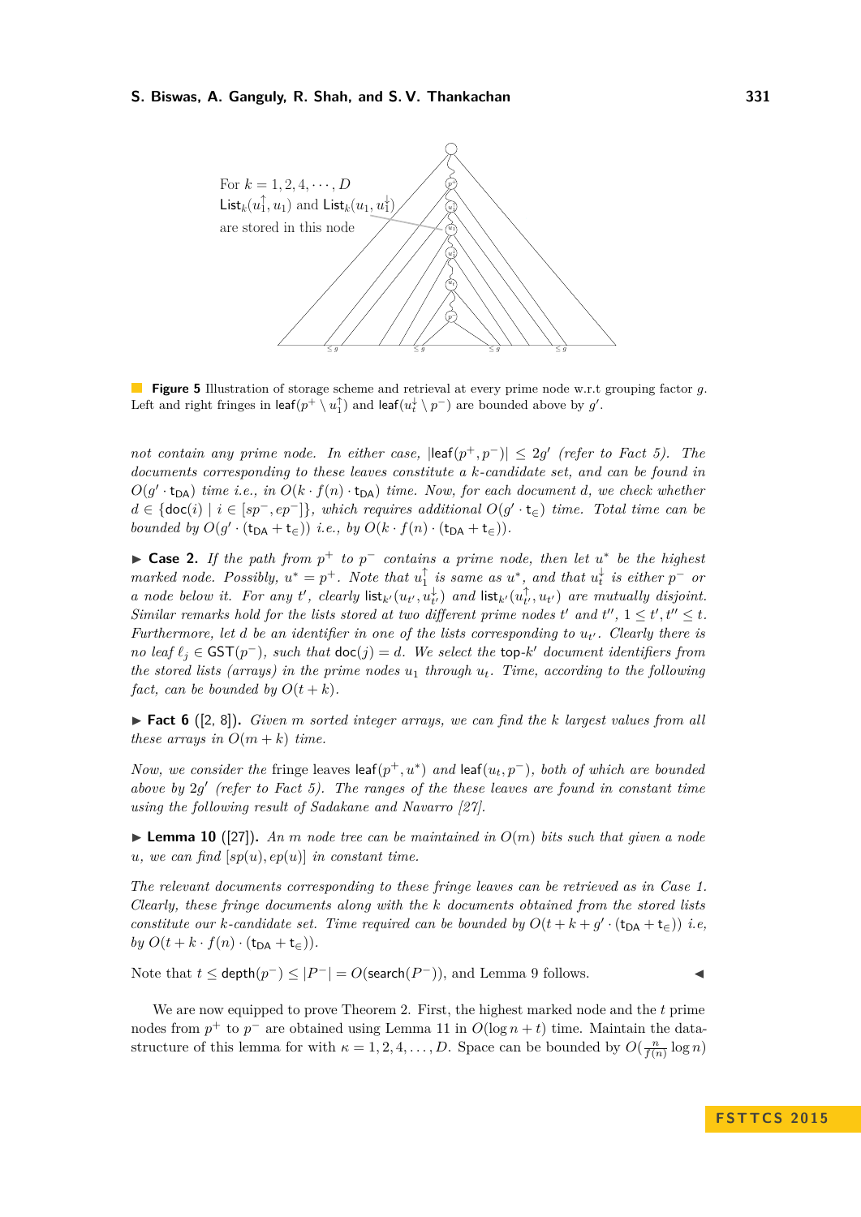For $k = 1, 2, 4, \cdots, D$
$\mathsf{List}_k(u_1^{\uparrow}, u_1)$ and $\mathsf{List}_k(u_1, u_1^{\downarrow})$
are stored in this node

**Figure 5** Illustration of storage scheme and retrieval at every prime node w.r.t grouping factor $g$. Left and right fringes in $\mathsf{leaf}(p^+ \setminus u_1^{\uparrow})$ and $\mathsf{leaf}(u_t^{\downarrow} \setminus p^-)$ are bounded above by $g'$.

*not contain any prime node. In either case, $|\mathsf{leaf}(p^+, p^-)| \leq 2g'$ (refer to Fact 5). The documents corresponding to these leaves constitute a $k$-candidate set, and can be found in $O(g' \cdot \mathsf{t_{DA}})$ time i.e., in $O(k \cdot f(n) \cdot \mathsf{t_{DA}})$ time. Now, for each document $d$, we check whether $d \in \{\mathsf{doc}(i) \mid i \in [sp^-, ep^-]\}$, which requires additional $O(g' \cdot \mathsf{t}_{\in})$ time. Total time can be bounded by $O(g' \cdot (\mathsf{t_{DA}} + \mathsf{t}_{\in}))$ i.e., by $O(k \cdot f(n) \cdot (\mathsf{t_{DA}} + \mathsf{t}_{\in}))$.*

▶ **Case 2.** *If the path from $p^+$ to $p^-$ contains a prime node, then let $u^*$ be the highest marked node. Possibly, $u^* = p^+$. Note that $u_1^{\uparrow}$ is same as $u^*$, and that $u_t^{\downarrow}$ is either $p^-$ or a node below it. For any $t'$, clearly $\mathsf{list}_{k'}(u_{t'}, u_{t'}^{\downarrow})$ and $\mathsf{list}_{k'}(u_{t'}^{\uparrow}, u_{t'})$ are mutually disjoint. Similar remarks hold for the lists stored at two different prime nodes $t'$ and $t''$, $1 \leq t', t'' \leq t$. Furthermore, let $d$ be an identifier in one of the lists corresponding to $u_{t'}$. Clearly there is no leaf $\ell_j \in \mathsf{GST}(p^-)$, such that $\mathsf{doc}(j) = d$. We select the top-$k'$ document identifiers from the stored lists (arrays) in the prime nodes $u_1$ through $u_t$. Time, according to the following fact, can be bounded by $O(t + k)$.*

▶ **Fact 6** ([2, 8]). *Given $m$ sorted integer arrays, we can find the $k$ largest values from all these arrays in $O(m + k)$ time.*

*Now, we consider the* fringe leaves $\mathsf{leaf}(p^+, u^*)$ *and* $\mathsf{leaf}(u_t, p^-)$*, both of which are bounded above by $2g'$ (refer to Fact 5). The ranges of the these leaves are found in constant time using the following result of Sadakane and Navarro [27].*

▶ **Lemma 10** ([27]). *An $m$ node tree can be maintained in $O(m)$ bits such that given a node $u$, we can find $[sp(u), ep(u)]$ in constant time.*

*The relevant documents corresponding to these fringe leaves can be retrieved as in Case 1. Clearly, these fringe documents along with the $k$ documents obtained from the stored lists constitute our $k$-candidate set. Time required can be bounded by $O(t + k + g' \cdot (\mathsf{t_{DA}} + \mathsf{t}_{\in}))$ i.e, by $O(t + k \cdot f(n) \cdot (\mathsf{t_{DA}} + \mathsf{t}_{\in}))$.*

Note that $t \leq \mathsf{depth}(p^-) \leq |P^-| = O(\mathsf{search}(P^-))$, and Lemma 9 follows. ◀

We are now equipped to prove Theorem 2. First, the highest marked node and the $t$ prime nodes from $p^+$ to $p^-$ are obtained using Lemma 11 in $O(\log n + t)$ time. Maintain the data-structure of this lemma for with $\kappa = 1, 2, 4, \ldots, D$. Space can be bounded by $O(\frac{n}{f(n)} \log n)$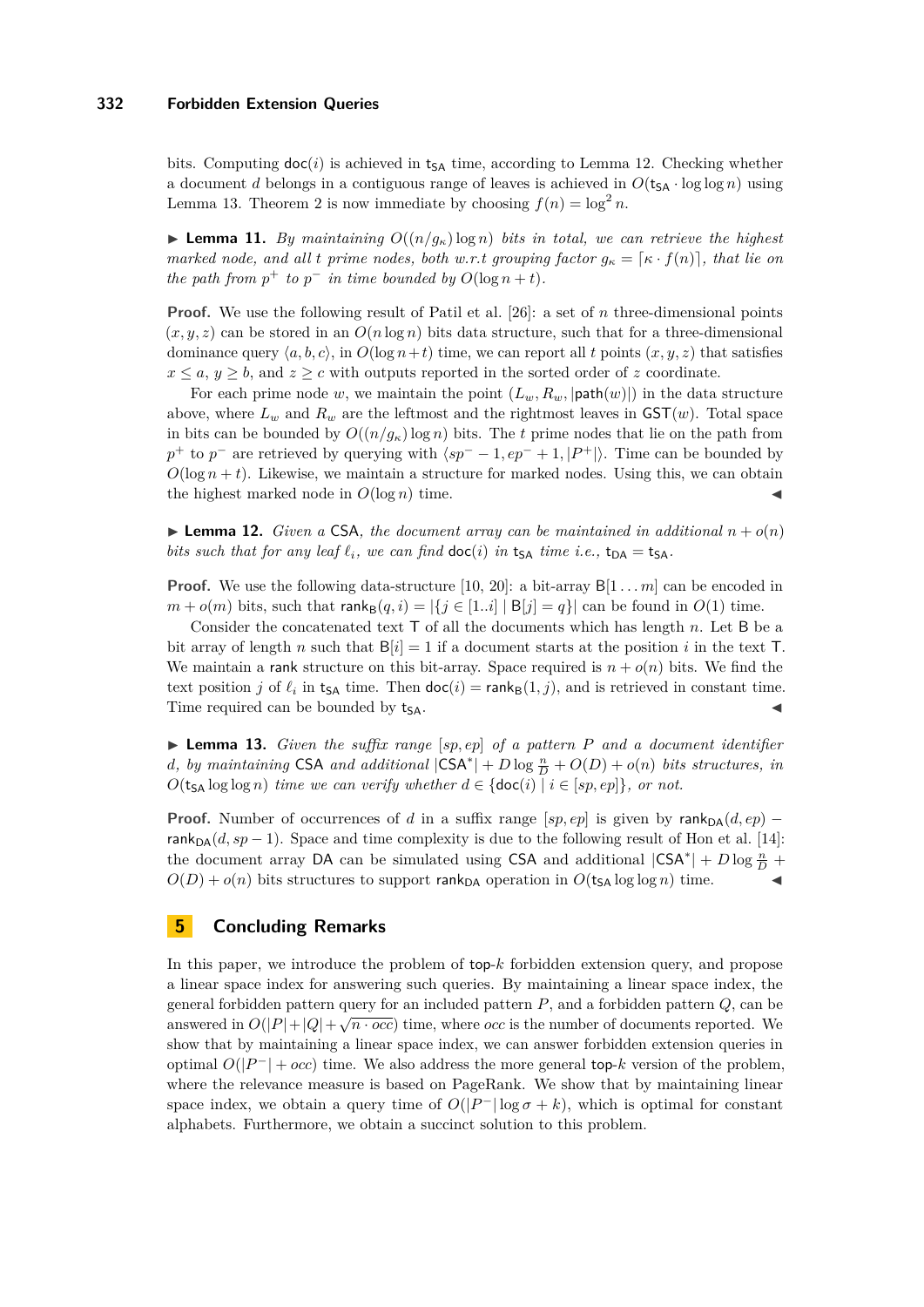bits. Computing $\mathsf{doc}(i)$ is achieved in $\mathsf{t_{SA}}$ time, according to Lemma 12. Checking whether a document $d$ belongs in a contiguous range of leaves is achieved in $O(\mathsf{t_{SA}} \cdot \log\log n)$ using Lemma 13. Theorem 2 is now immediate by choosing $f(n) = \log^2 n$.

▶ **Lemma 11.** *By maintaining $O((n/g_\kappa)\log n)$ bits in total, we can retrieve the highest marked node, and all $t$ prime nodes, both w.r.t grouping factor $g_\kappa = \lceil \kappa \cdot f(n) \rceil$, that lie on the path from $p^+$ to $p^-$ in time bounded by $O(\log n + t)$.*

**Proof.** We use the following result of Patil et al. [26]: a set of $n$ three-dimensional points $(x, y, z)$ can be stored in an $O(n \log n)$ bits data structure, such that for a three-dimensional dominance query $\langle a, b, c\rangle$, in $O(\log n + t)$ time, we can report all $t$ points $(x, y, z)$ that satisfies $x \le a$, $y \ge b$, and $z \ge c$ with outputs reported in the sorted order of $z$ coordinate.

For each prime node $w$, we maintain the point $(L_w, R_w, |\mathsf{path}(w)|)$ in the data structure above, where $L_w$ and $R_w$ are the leftmost and the rightmost leaves in $\mathsf{GST}(w)$. Total space in bits can be bounded by $O((n/g_\kappa)\log n)$ bits. The $t$ prime nodes that lie on the path from $p^+$ to $p^-$ are retrieved by querying with $\langle sp^- - 1, ep^- + 1, |P^+|\rangle$. Time can be bounded by $O(\log n + t)$. Likewise, we maintain a structure for marked nodes. Using this, we can obtain the highest marked node in $O(\log n)$ time. ◀

▶ **Lemma 12.** *Given a $\mathsf{CSA}$, the document array can be maintained in additional $n + o(n)$ bits such that for any leaf $\ell_i$, we can find $\mathsf{doc}(i)$ in $\mathsf{t_{SA}}$ time i.e., $\mathsf{t_{DA}} = \mathsf{t_{SA}}$.*

**Proof.** We use the following data-structure [10, 20]: a bit-array $\mathsf{B}[1 \dots m]$ can be encoded in $m + o(m)$ bits, such that $\mathsf{rank_B}(q, i) = |\{j \in [1..i] \mid \mathsf{B}[j] = q\}|$ can be found in $O(1)$ time.

Consider the concatenated text $\mathsf{T}$ of all the documents which has length $n$. Let $\mathsf{B}$ be a bit array of length $n$ such that $\mathsf{B}[i] = 1$ if a document starts at the position $i$ in the text $\mathsf{T}$. We maintain a $\mathsf{rank}$ structure on this bit-array. Space required is $n + o(n)$ bits. We find the text position $j$ of $\ell_i$ in $\mathsf{t_{SA}}$ time. Then $\mathsf{doc}(i) = \mathsf{rank_B}(1, j)$, and is retrieved in constant time. Time required can be bounded by $\mathsf{t_{SA}}$. ◀

▶ **Lemma 13.** *Given the suffix range $[sp, ep]$ of a pattern $P$ and a document identifier $d$, by maintaining $\mathsf{CSA}$ and additional $|\mathsf{CSA}^*| + D \log \frac{n}{D} + O(D) + o(n)$ bits structures, in $O(\mathsf{t_{SA}} \log\log n)$ time we can verify whether $d \in \{\mathsf{doc}(i) \mid i \in [sp, ep]\}$, or not.*

**Proof.** Number of occurrences of $d$ in a suffix range $[sp, ep]$ is given by $\mathsf{rank_{DA}}(d, ep) - \mathsf{rank_{DA}}(d, sp - 1)$. Space and time complexity is due to the following result of Hon et al. [14]: the document array $\mathsf{DA}$ can be simulated using $\mathsf{CSA}$ and additional $|\mathsf{CSA}^*| + D \log \frac{n}{D} + O(D) + o(n)$ bits structures to support $\mathsf{rank_{DA}}$ operation in $O(\mathsf{t_{SA}} \log\log n)$ time. ◀

## 5 Concluding Remarks

In this paper, we introduce the problem of $\mathsf{top}$-$k$ forbidden extension query, and propose a linear space index for answering such queries. By maintaining a linear space index, the general forbidden pattern query for an included pattern $P$, and a forbidden pattern $Q$, can be answered in $O(|P| + |Q| + \sqrt{n \cdot occ})$ time, where *occ* is the number of documents reported. We show that by maintaining a linear space index, we can answer forbidden extension queries in optimal $O(|P^-| + occ)$ time. We also address the more general $\mathsf{top}$-$k$ version of the problem, where the relevance measure is based on PageRank. We show that by maintaining linear space index, we obtain a query time of $O(|P^-| \log \sigma + k)$, which is optimal for constant alphabets. Furthermore, we obtain a succinct solution to this problem.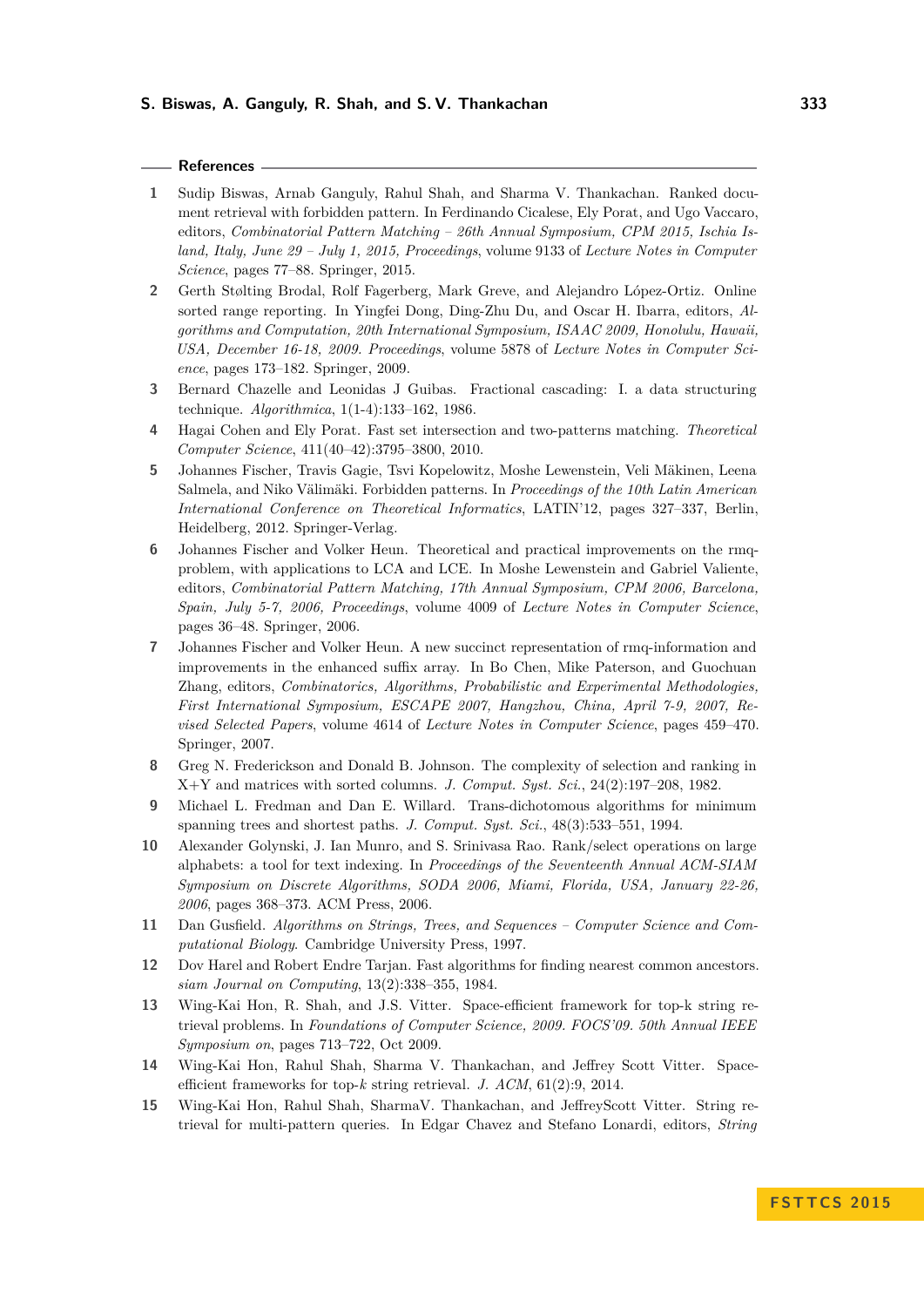## References

1. Sudip Biswas, Arnab Ganguly, Rahul Shah, and Sharma V. Thankachan. Ranked document retrieval with forbidden pattern. In Ferdinando Cicalese, Ely Porat, and Ugo Vaccaro, editors, *Combinatorial Pattern Matching – 26th Annual Symposium, CPM 2015, Ischia Island, Italy, June 29 – July 1, 2015, Proceedings*, volume 9133 of *Lecture Notes in Computer Science*, pages 77–88. Springer, 2015.
2. Gerth Stølting Brodal, Rolf Fagerberg, Mark Greve, and Alejandro López-Ortiz. Online sorted range reporting. In Yingfei Dong, Ding-Zhu Du, and Oscar H. Ibarra, editors, *Algorithms and Computation, 20th International Symposium, ISAAC 2009, Honolulu, Hawaii, USA, December 16-18, 2009. Proceedings*, volume 5878 of *Lecture Notes in Computer Science*, pages 173–182. Springer, 2009.
3. Bernard Chazelle and Leonidas J Guibas. Fractional cascading: I. a data structuring technique. *Algorithmica*, 1(1-4):133–162, 1986.
4. Hagai Cohen and Ely Porat. Fast set intersection and two-patterns matching. *Theoretical Computer Science*, 411(40–42):3795–3800, 2010.
5. Johannes Fischer, Travis Gagie, Tsvi Kopelowitz, Moshe Lewenstein, Veli Mäkinen, Leena Salmela, and Niko Välimäki. Forbidden patterns. In *Proceedings of the 10th Latin American International Conference on Theoretical Informatics*, LATIN'12, pages 327–337, Berlin, Heidelberg, 2012. Springer-Verlag.
6. Johannes Fischer and Volker Heun. Theoretical and practical improvements on the rmq-problem, with applications to LCA and LCE. In Moshe Lewenstein and Gabriel Valiente, editors, *Combinatorial Pattern Matching, 17th Annual Symposium, CPM 2006, Barcelona, Spain, July 5-7, 2006, Proceedings*, volume 4009 of *Lecture Notes in Computer Science*, pages 36–48. Springer, 2006.
7. Johannes Fischer and Volker Heun. A new succinct representation of rmq-information and improvements in the enhanced suffix array. In Bo Chen, Mike Paterson, and Guochuan Zhang, editors, *Combinatorics, Algorithms, Probabilistic and Experimental Methodologies, First International Symposium, ESCAPE 2007, Hangzhou, China, April 7-9, 2007, Revised Selected Papers*, volume 4614 of *Lecture Notes in Computer Science*, pages 459–470. Springer, 2007.
8. Greg N. Frederickson and Donald B. Johnson. The complexity of selection and ranking in X+Y and matrices with sorted columns. *J. Comput. Syst. Sci.*, 24(2):197–208, 1982.
9. Michael L. Fredman and Dan E. Willard. Trans-dichotomous algorithms for minimum spanning trees and shortest paths. *J. Comput. Syst. Sci.*, 48(3):533–551, 1994.
10. Alexander Golynski, J. Ian Munro, and S. Srinivasa Rao. Rank/select operations on large alphabets: a tool for text indexing. In *Proceedings of the Seventeenth Annual ACM-SIAM Symposium on Discrete Algorithms, SODA 2006, Miami, Florida, USA, January 22-26, 2006*, pages 368–373. ACM Press, 2006.
11. Dan Gusfield. *Algorithms on Strings, Trees, and Sequences – Computer Science and Computational Biology*. Cambridge University Press, 1997.
12. Dov Harel and Robert Endre Tarjan. Fast algorithms for finding nearest common ancestors. *siam Journal on Computing*, 13(2):338–355, 1984.
13. Wing-Kai Hon, R. Shah, and J.S. Vitter. Space-efficient framework for top-k string retrieval problems. In *Foundations of Computer Science, 2009. FOCS'09. 50th Annual IEEE Symposium on*, pages 713–722, Oct 2009.
14. Wing-Kai Hon, Rahul Shah, Sharma V. Thankachan, and Jeffrey Scott Vitter. Space-efficient frameworks for top-$k$ string retrieval. *J. ACM*, 61(2):9, 2014.
15. Wing-Kai Hon, Rahul Shah, SharmaV. Thankachan, and JeffreyScott Vitter. String retrieval for multi-pattern queries. In Edgar Chavez and Stefano Lonardi, editors, *String*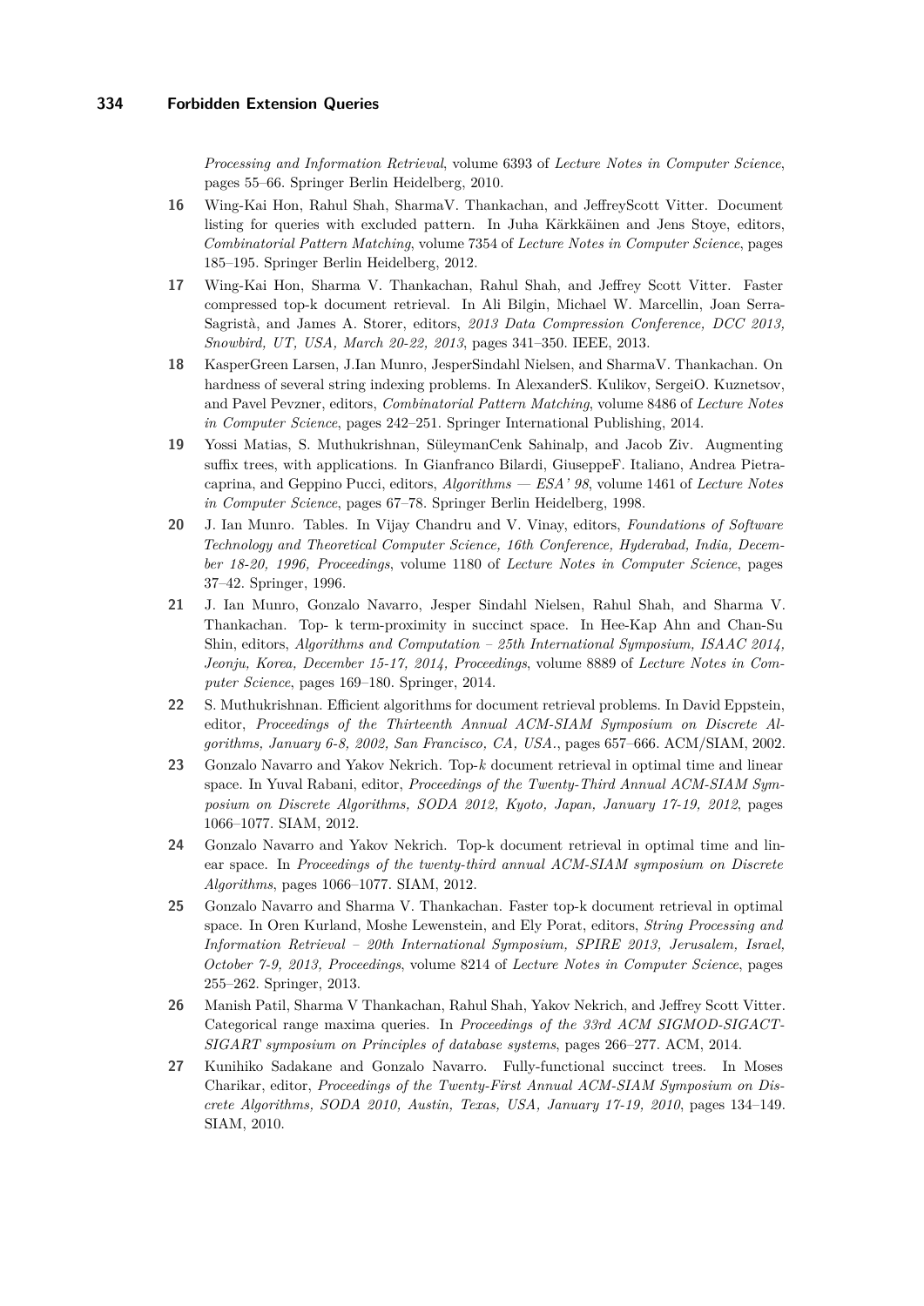*Processing and Information Retrieval*, volume 6393 of *Lecture Notes in Computer Science*, pages 55–66. Springer Berlin Heidelberg, 2010.

**16** Wing-Kai Hon, Rahul Shah, SharmaV. Thankachan, and JeffreyScott Vitter. Document listing for queries with excluded pattern. In Juha Kärkkäinen and Jens Stoye, editors, *Combinatorial Pattern Matching*, volume 7354 of *Lecture Notes in Computer Science*, pages 185–195. Springer Berlin Heidelberg, 2012.

**17** Wing-Kai Hon, Sharma V. Thankachan, Rahul Shah, and Jeffrey Scott Vitter. Faster compressed top-k document retrieval. In Ali Bilgin, Michael W. Marcellin, Joan Serra-Sagristà, and James A. Storer, editors, *2013 Data Compression Conference, DCC 2013, Snowbird, UT, USA, March 20-22, 2013*, pages 341–350. IEEE, 2013.

**18** KasperGreen Larsen, J.Ian Munro, JesperSindahl Nielsen, and SharmaV. Thankachan. On hardness of several string indexing problems. In AlexanderS. Kulikov, SergeiO. Kuznetsov, and Pavel Pevzner, editors, *Combinatorial Pattern Matching*, volume 8486 of *Lecture Notes in Computer Science*, pages 242–251. Springer International Publishing, 2014.

**19** Yossi Matias, S. Muthukrishnan, SüleymanCenk Sahinalp, and Jacob Ziv. Augmenting suffix trees, with applications. In Gianfranco Bilardi, GiuseppeF. Italiano, Andrea Pietracaprina, and Geppino Pucci, editors, *Algorithms — ESA' 98*, volume 1461 of *Lecture Notes in Computer Science*, pages 67–78. Springer Berlin Heidelberg, 1998.

**20** J. Ian Munro. Tables. In Vijay Chandru and V. Vinay, editors, *Foundations of Software Technology and Theoretical Computer Science, 16th Conference, Hyderabad, India, December 18-20, 1996, Proceedings*, volume 1180 of *Lecture Notes in Computer Science*, pages 37–42. Springer, 1996.

**21** J. Ian Munro, Gonzalo Navarro, Jesper Sindahl Nielsen, Rahul Shah, and Sharma V. Thankachan. Top- k term-proximity in succinct space. In Hee-Kap Ahn and Chan-Su Shin, editors, *Algorithms and Computation – 25th International Symposium, ISAAC 2014, Jeonju, Korea, December 15-17, 2014, Proceedings*, volume 8889 of *Lecture Notes in Computer Science*, pages 169–180. Springer, 2014.

**22** S. Muthukrishnan. Efficient algorithms for document retrieval problems. In David Eppstein, editor, *Proceedings of the Thirteenth Annual ACM-SIAM Symposium on Discrete Algorithms, January 6-8, 2002, San Francisco, CA, USA.*, pages 657–666. ACM/SIAM, 2002.

**23** Gonzalo Navarro and Yakov Nekrich. Top-$k$ document retrieval in optimal time and linear space. In Yuval Rabani, editor, *Proceedings of the Twenty-Third Annual ACM-SIAM Symposium on Discrete Algorithms, SODA 2012, Kyoto, Japan, January 17-19, 2012*, pages 1066–1077. SIAM, 2012.

**24** Gonzalo Navarro and Yakov Nekrich. Top-k document retrieval in optimal time and linear space. In *Proceedings of the twenty-third annual ACM-SIAM symposium on Discrete Algorithms*, pages 1066–1077. SIAM, 2012.

**25** Gonzalo Navarro and Sharma V. Thankachan. Faster top-k document retrieval in optimal space. In Oren Kurland, Moshe Lewenstein, and Ely Porat, editors, *String Processing and Information Retrieval – 20th International Symposium, SPIRE 2013, Jerusalem, Israel, October 7-9, 2013, Proceedings*, volume 8214 of *Lecture Notes in Computer Science*, pages 255–262. Springer, 2013.

**26** Manish Patil, Sharma V Thankachan, Rahul Shah, Yakov Nekrich, and Jeffrey Scott Vitter. Categorical range maxima queries. In *Proceedings of the 33rd ACM SIGMOD-SIGACT-SIGART symposium on Principles of database systems*, pages 266–277. ACM, 2014.

**27** Kunihiko Sadakane and Gonzalo Navarro. Fully-functional succinct trees. In Moses Charikar, editor, *Proceedings of the Twenty-First Annual ACM-SIAM Symposium on Discrete Algorithms, SODA 2010, Austin, Texas, USA, January 17-19, 2010*, pages 134–149. SIAM, 2010.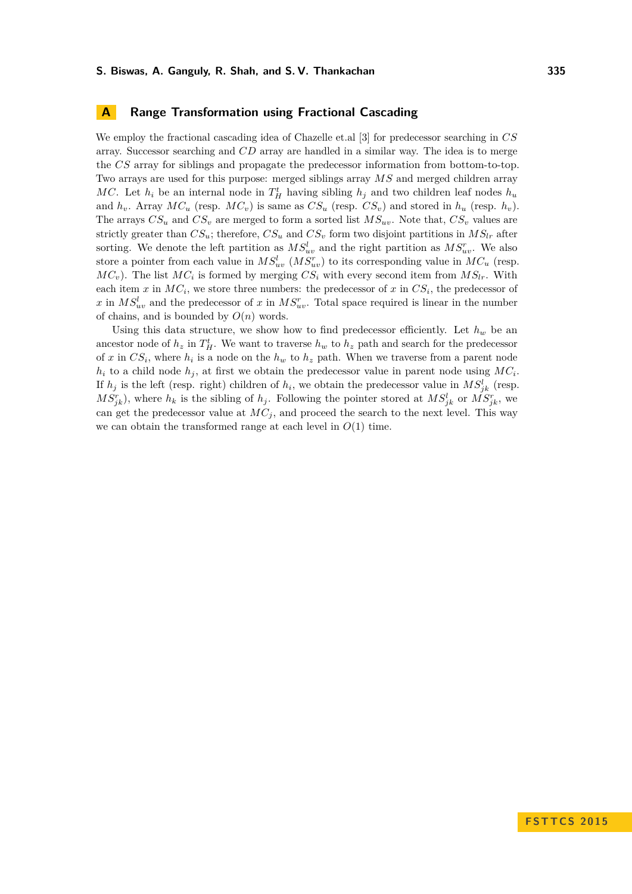## A Range Transformation using Fractional Cascading

We employ the fractional cascading idea of Chazelle et.al [3] for predecessor searching in $CS$ array. Successor searching and $CD$ array are handled in a similar way. The idea is to merge the $CS$ array for siblings and propagate the predecessor information from bottom-to-top. Two arrays are used for this purpose: merged siblings array $MS$ and merged children array $MC$. Let $h_i$ be an internal node in $T_H^t$ having sibling $h_j$ and two children leaf nodes $h_u$ and $h_v$. Array $MC_u$ (resp. $MC_v$) is same as $CS_u$ (resp. $CS_v$) and stored in $h_u$ (resp. $h_v$). The arrays $CS_u$ and $CS_v$ are merged to form a sorted list $MS_{uv}$. Note that, $CS_v$ values are strictly greater than $CS_u$; therefore, $CS_u$ and $CS_v$ form two disjoint partitions in $MS_{lr}$ after sorting. We denote the left partition as $MS^l_{uv}$ and the right partition as $MS^r_{uv}$. We also store a pointer from each value in $MS^l_{uv}$ ($MS^r_{uv}$) to its corresponding value in $MC_u$ (resp. $MC_v$). The list $MC_i$ is formed by merging $CS_i$ with every second item from $MS_{lr}$. With each item $x$ in $MC_i$, we store three numbers: the predecessor of $x$ in $CS_i$, the predecessor of $x$ in $MS^l_{uv}$ and the predecessor of $x$ in $MS^r_{uv}$. Total space required is linear in the number of chains, and is bounded by $O(n)$ words.

Using this data structure, we show how to find predecessor efficiently. Let $h_w$ be an ancestor node of $h_z$ in $T_H^t$. We want to traverse $h_w$ to $h_z$ path and search for the predecessor of $x$ in $CS_i$, where $h_i$ is a node on the $h_w$ to $h_z$ path. When we traverse from a parent node $h_i$ to a child node $h_j$, at first we obtain the predecessor value in parent node using $MC_i$. If $h_j$ is the left (resp. right) children of $h_i$, we obtain the predecessor value in $MS^l_{jk}$ (resp. $MS^r_{jk}$), where $h_k$ is the sibling of $h_j$. Following the pointer stored at $MS^l_{jk}$ or $MS^r_{jk}$, we can get the predecessor value at $MC_j$, and proceed the search to the next level. This way we can obtain the transformed range at each level in $O(1)$ time.